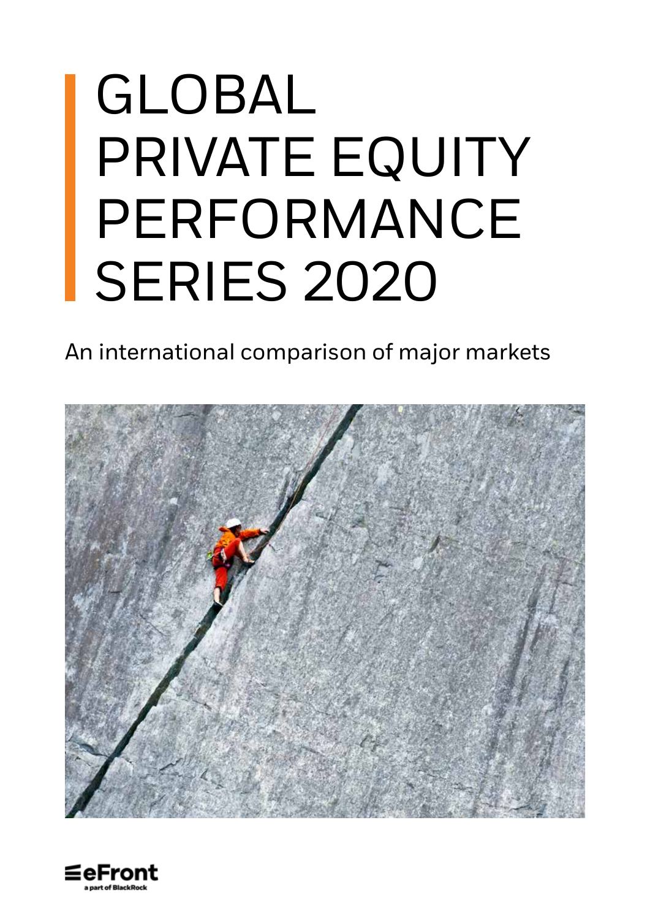# GLOBAL PRIVATE EQUITY PERFORMANCE SERIES 2020

An international comparison of major markets

eFront
a part of BlackRock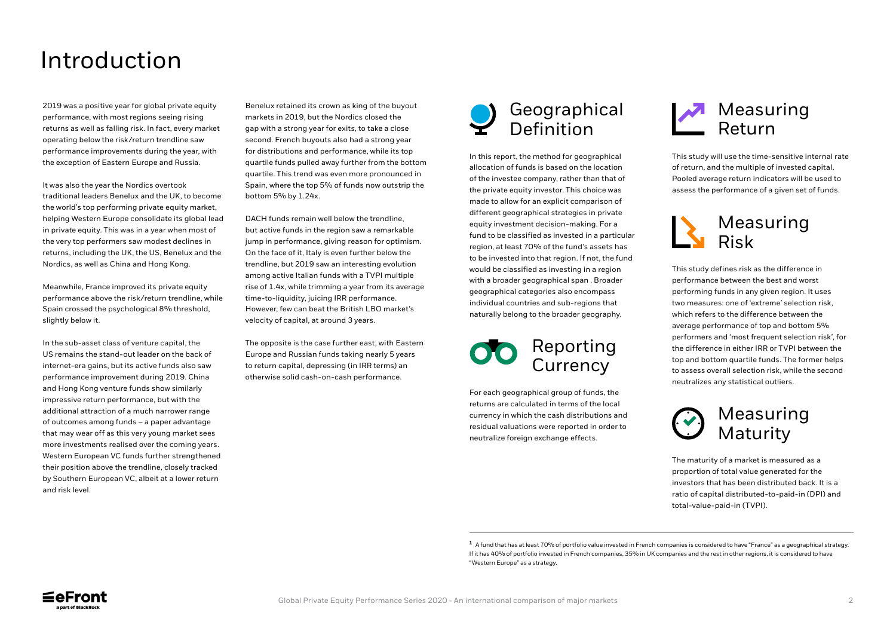# Introduction

2019 was a positive year for global private equity performance, with most regions seeing rising returns as well as falling risk. In fact, every market operating below the risk/return trendline saw performance improvements during the year, with the exception of Eastern Europe and Russia.

It was also the year the Nordics overtook traditional leaders Benelux and the UK, to become the world's top performing private equity market, helping Western Europe consolidate its global lead in private equity. This was in a year when most of the very top performers saw modest declines in returns, including the UK, the US, Benelux and the Nordics, as well as China and Hong Kong.

Meanwhile, France improved its private equity performance above the risk/return trendline, while Spain crossed the psychological 8% threshold, slightly below it.

In the sub-asset class of venture capital, the US remains the stand-out leader on the back of internet-era gains, but its active funds also saw performance improvement during 2019. China and Hong Kong venture funds show similarly impressive return performance, but with the additional attraction of a much narrower range of outcomes among funds – a paper advantage that may wear off as this very young market sees more investments realised over the coming years. Western European VC funds further strengthened their position above the trendline, closely tracked by Southern European VC, albeit at a lower return and risk level.

Benelux retained its crown as king of the buyout markets in 2019, but the Nordics closed the gap with a strong year for exits, to take a close second. French buyouts also had a strong year for distributions and performance, while its top quartile funds pulled away further from the bottom quartile. This trend was even more pronounced in Spain, where the top 5% of funds now outstrip the bottom 5% by 1.24x.

DACH funds remain well below the trendline, but active funds in the region saw a remarkable jump in performance, giving reason for optimism. On the face of it, Italy is even further below the trendline, but 2019 saw an interesting evolution among active Italian funds with a TVPI multiple rise of 1.4x, while trimming a year from its average time-to-liquidity, juicing IRR performance. However, few can beat the British LBO market's velocity of capital, at around 3 years.

The opposite is the case further east, with Eastern Europe and Russian funds taking nearly 5 years to return capital, depressing (in IRR terms) an otherwise solid cash-on-cash performance.

## Geographical Definition

In this report, the method for geographical allocation of funds is based on the location of the investee company, rather than that of the private equity investor. This choice was made to allow for an explicit comparison of different geographical strategies in private equity investment decision-making. For a fund to be classified as invested in a particular region, at least 70% of the fund's assets has to be invested into that region. If not, the fund would be classified as investing in a region with a broader geographical span . Broader geographical categories also encompass individual countries and sub-regions that naturally belong to the broader geography.

## Reporting Currency

For each geographical group of funds, the returns are calculated in terms of the local currency in which the cash distributions and residual valuations were reported in order to neutralize foreign exchange effects.

## Measuring Return

This study will use the time-sensitive internal rate of return, and the multiple of invested capital. Pooled average return indicators will be used to assess the performance of a given set of funds.

## Measuring Risk

This study defines risk as the difference in performance between the best and worst performing funds in any given region. It uses two measures: one of 'extreme' selection risk, which refers to the difference between the average performance of top and bottom 5% performers and 'most frequent selection risk', for the difference in either IRR or TVPI between the top and bottom quartile funds. The former helps to assess overall selection risk, while the second neutralizes any statistical outliers.

## Measuring Maturity

The maturity of a market is measured as a proportion of total value generated for the investors that has been distributed back. It is a ratio of capital distributed-to-paid-in (DPI) and total-value-paid-in (TVPI).

---

[1] A fund that has at least 70% of portfolio value invested in French companies is considered to have "France" as a geographical strategy. If it has 40% of portfolio invested in French companies, 35% in UK companies and the rest in other regions, it is considered to have "Western Europe" as a strategy.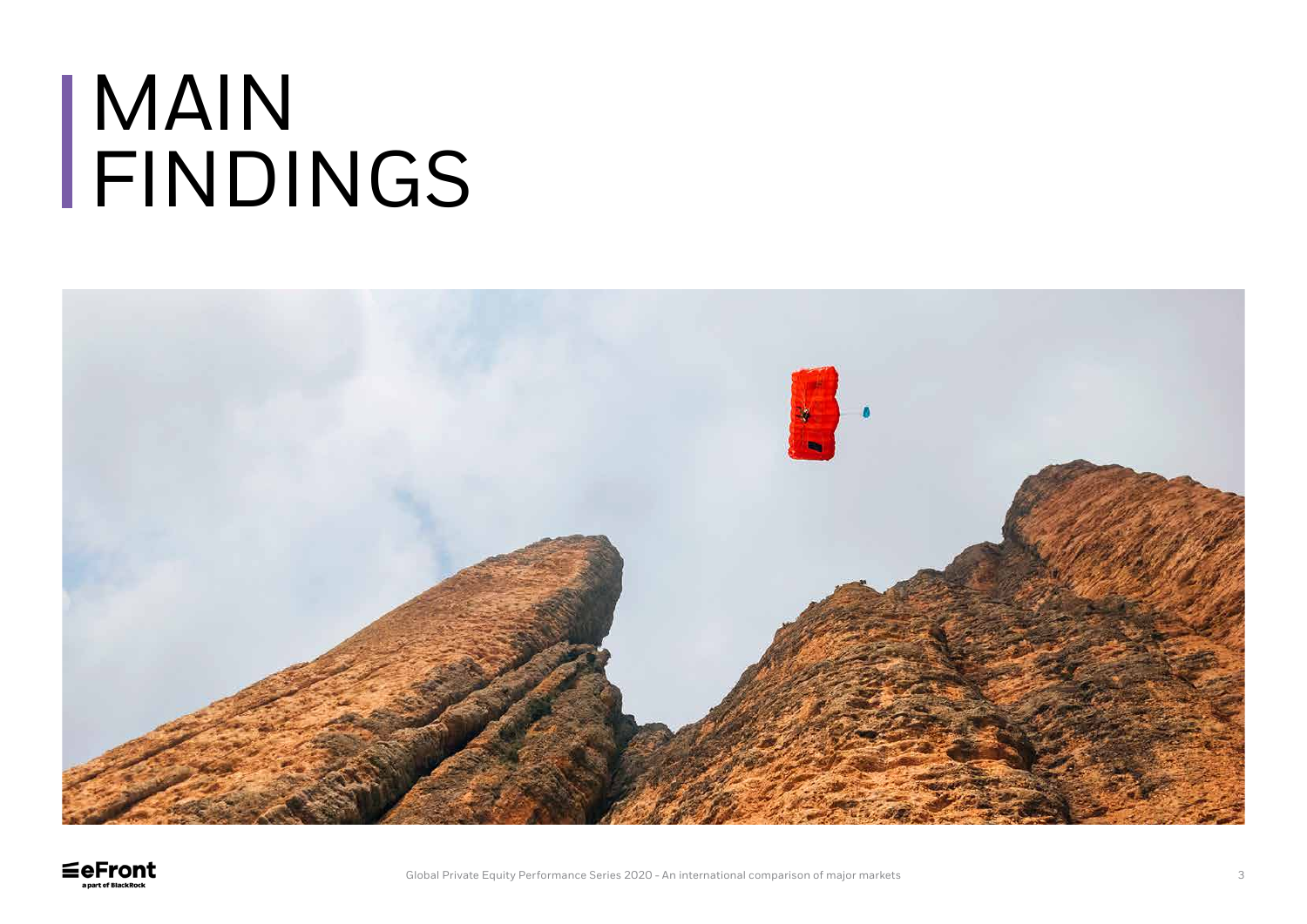# MAIN FINDINGS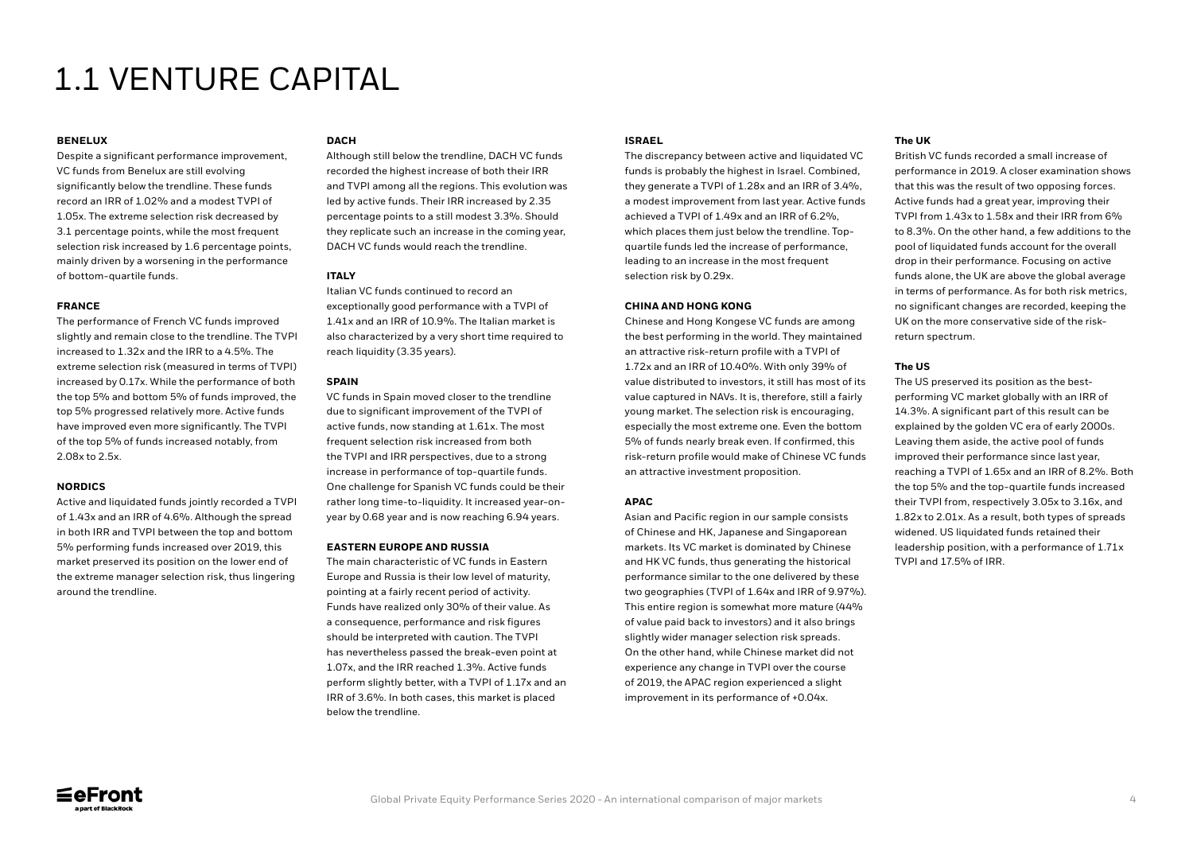# 1.1 VENTURE CAPITAL

**BENELUX**

Despite a significant performance improvement, VC funds from Benelux are still evolving significantly below the trendline. These funds record an IRR of 1.02% and a modest TVPI of 1.05x. The extreme selection risk decreased by 3.1 percentage points, while the most frequent selection risk increased by 1.6 percentage points, mainly driven by a worsening in the performance of bottom-quartile funds.

**FRANCE**

The performance of French VC funds improved slightly and remain close to the trendline. The TVPI increased to 1.32x and the IRR to a 4.5%. The extreme selection risk (measured in terms of TVPI) increased by 0.17x. While the performance of both the top 5% and bottom 5% of funds improved, the top 5% progressed relatively more. Active funds have improved even more significantly. The TVPI of the top 5% of funds increased notably, from 2.08x to 2.5x.

**NORDICS**

Active and liquidated funds jointly recorded a TVPI of 1.43x and an IRR of 4.6%. Although the spread in both IRR and TVPI between the top and bottom 5% performing funds increased over 2019, this market preserved its position on the lower end of the extreme manager selection risk, thus lingering around the trendline.

**DACH**

Although still below the trendline, DACH VC funds recorded the highest increase of both their IRR and TVPI among all the regions. This evolution was led by active funds. Their IRR increased by 2.35 percentage points to a still modest 3.3%. Should they replicate such an increase in the coming year, DACH VC funds would reach the trendline.

**ITALY**

Italian VC funds continued to record an exceptionally good performance with a TVPI of 1.41x and an IRR of 10.9%. The Italian market is also characterized by a very short time required to reach liquidity (3.35 years).

**SPAIN**

VC funds in Spain moved closer to the trendline due to significant improvement of the TVPI of active funds, now standing at 1.61x. The most frequent selection risk increased from both the TVPI and IRR perspectives, due to a strong increase in performance of top-quartile funds. One challenge for Spanish VC funds could be their rather long time-to-liquidity. It increased year-on-year by 0.68 year and is now reaching 6.94 years.

**EASTERN EUROPE AND RUSSIA**

The main characteristic of VC funds in Eastern Europe and Russia is their low level of maturity, pointing at a fairly recent period of activity. Funds have realized only 30% of their value. As a consequence, performance and risk figures should be interpreted with caution. The TVPI has nevertheless passed the break-even point at 1.07x, and the IRR reached 1.3%. Active funds perform slightly better, with a TVPI of 1.17x and an IRR of 3.6%. In both cases, this market is placed below the trendline.

**ISRAEL**

The discrepancy between active and liquidated VC funds is probably the highest in Israel. Combined, they generate a TVPI of 1.28x and an IRR of 3.4%, a modest improvement from last year. Active funds achieved a TVPI of 1.49x and an IRR of 6.2%, which places them just below the trendline. Top-quartile funds led the increase of performance, leading to an increase in the most frequent selection risk by 0.29x.

**CHINA AND HONG KONG**

Chinese and Hong Kongese VC funds are among the best performing in the world. They maintained an attractive risk-return profile with a TVPI of 1.72x and an IRR of 10.40%. With only 39% of value distributed to investors, it still has most of its value captured in NAVs. It is, therefore, still a fairly young market. The selection risk is encouraging, especially the most extreme one. Even the bottom 5% of funds nearly break even. If confirmed, this risk-return profile would make of Chinese VC funds an attractive investment proposition.

**APAC**

Asian and Pacific region in our sample consists of Chinese and HK, Japanese and Singaporean markets. Its VC market is dominated by Chinese and HK VC funds, thus generating the historical performance similar to the one delivered by these two geographies (TVPI of 1.64x and IRR of 9.97%). This entire region is somewhat more mature (44% of value paid back to investors) and it also brings slightly wider manager selection risk spreads. On the other hand, while Chinese market did not experience any change in TVPI over the course of 2019, the APAC region experienced a slight improvement in its performance of +0.04x.

**The UK**

British VC funds recorded a small increase of performance in 2019. A closer examination shows that this was the result of two opposing forces. Active funds had a great year, improving their TVPI from 1.43x to 1.58x and their IRR from 6% to 8.3%. On the other hand, a few additions to the pool of liquidated funds account for the overall drop in their performance. Focusing on active funds alone, the UK are above the global average in terms of performance. As for both risk metrics, no significant changes are recorded, keeping the UK on the more conservative side of the risk-return spectrum.

**The US**

The US preserved its position as the best-performing VC market globally with an IRR of 14.3%. A significant part of this result can be explained by the golden VC era of early 2000s. Leaving them aside, the active pool of funds improved their performance since last year, reaching a TVPI of 1.65x and an IRR of 8.2%. Both the top 5% and the top-quartile funds increased their TVPI from, respectively 3.05x to 3.16x, and 1.82x to 2.01x. As a result, both types of spreads widened. US liquidated funds retained their leadership position, with a performance of 1.71x TVPI and 17.5% of IRR.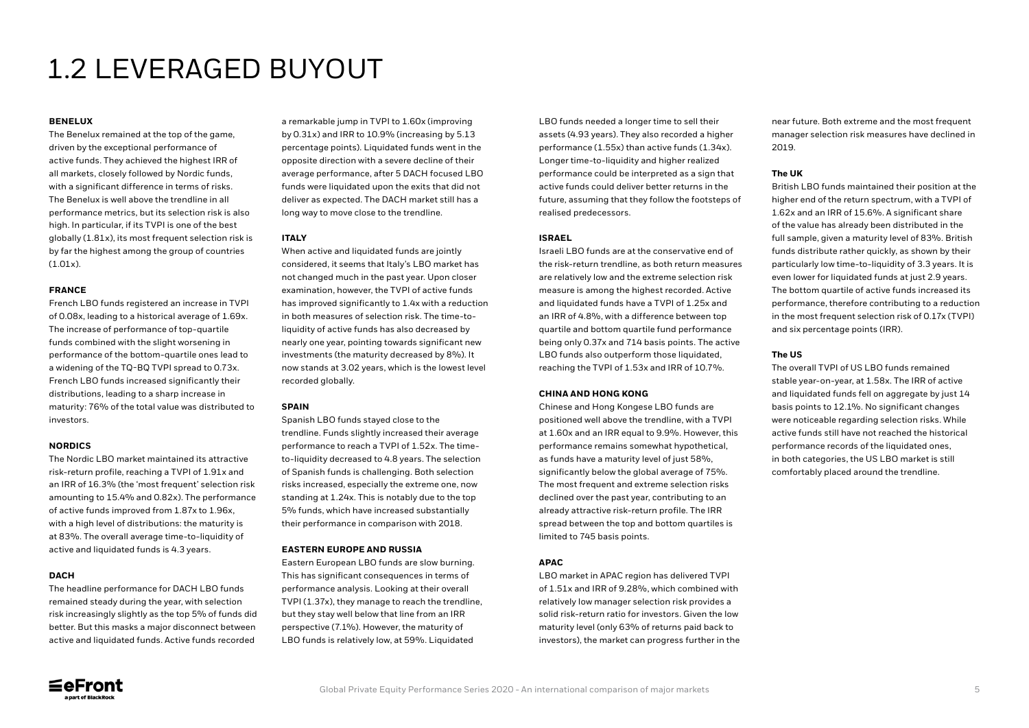# 1.2 LEVERAGED BUYOUT

**BENELUX**

The Benelux remained at the top of the game, driven by the exceptional performance of active funds. They achieved the highest IRR of all markets, closely followed by Nordic funds, with a significant difference in terms of risks. The Benelux is well above the trendline in all performance metrics, but its selection risk is also high. In particular, if its TVPI is one of the best globally (1.81x), its most frequent selection risk is by far the highest among the group of countries (1.01x).

**FRANCE**

French LBO funds registered an increase in TVPI of 0.08x, leading to a historical average of 1.69x. The increase of performance of top-quartile funds combined with the slight worsening in performance of the bottom-quartile ones lead to a widening of the TQ-BQ TVPI spread to 0.73x. French LBO funds increased significantly their distributions, leading to a sharp increase in maturity: 76% of the total value was distributed to investors.

**NORDICS**

The Nordic LBO market maintained its attractive risk-return profile, reaching a TVPI of 1.91x and an IRR of 16.3% (the 'most frequent' selection risk amounting to 15.4% and 0.82x). The performance of active funds improved from 1.87x to 1.96x, with a high level of distributions: the maturity is at 83%. The overall average time-to-liquidity of active and liquidated funds is 4.3 years.

**DACH**

The headline performance for DACH LBO funds remained steady during the year, with selection risk increasingly slightly as the top 5% of funds did better. But this masks a major disconnect between active and liquidated funds. Active funds recorded a remarkable jump in TVPI to 1.60x (improving by 0.31x) and IRR to 10.9% (increasing by 5.13 percentage points). Liquidated funds went in the opposite direction with a severe decline of their average performance, after 5 DACH focused LBO funds were liquidated upon the exits that did not deliver as expected. The DACH market still has a long way to move close to the trendline.

**ITALY**

When active and liquidated funds are jointly considered, it seems that Italy's LBO market has not changed much in the past year. Upon closer examination, however, the TVPI of active funds has improved significantly to 1.4x with a reduction in both measures of selection risk. The time-to-liquidity of active funds has also decreased by nearly one year, pointing towards significant new investments (the maturity decreased by 8%). It now stands at 3.02 years, which is the lowest level recorded globally.

**SPAIN**

Spanish LBO funds stayed close to the trendline. Funds slightly increased their average performance to reach a TVPI of 1.52x. The time-to-liquidity decreased to 4.8 years. The selection of Spanish funds is challenging. Both selection risks increased, especially the extreme one, now standing at 1.24x. This is notably due to the top 5% funds, which have increased substantially their performance in comparison with 2018.

**EASTERN EUROPE AND RUSSIA**

Eastern European LBO funds are slow burning. This has significant consequences in terms of performance analysis. Looking at their overall TVPI (1.37x), they manage to reach the trendline, but they stay well below that line from an IRR perspective (7.1%). However, the maturity of LBO funds is relatively low, at 59%. Liquidated LBO funds needed a longer time to sell their assets (4.93 years). They also recorded a higher performance (1.55x) than active funds (1.34x). Longer time-to-liquidity and higher realized performance could be interpreted as a sign that active funds could deliver better returns in the future, assuming that they follow the footsteps of realised predecessors.

**ISRAEL**

Israeli LBO funds are at the conservative end of the risk-return trendline, as both return measures are relatively low and the extreme selection risk measure is among the highest recorded. Active and liquidated funds have a TVPI of 1.25x and an IRR of 4.8%, with a difference between top quartile and bottom quartile fund performance being only 0.37x and 714 basis points. The active LBO funds also outperform those liquidated, reaching the TVPI of 1.53x and IRR of 10.7%.

**CHINA AND HONG KONG**

Chinese and Hong Kongese LBO funds are positioned well above the trendline, with a TVPI at 1.60x and an IRR equal to 9.9%. However, this performance remains somewhat hypothetical, as funds have a maturity level of just 58%, significantly below the global average of 75%. The most frequent and extreme selection risks declined over the past year, contributing to an already attractive risk-return profile. The IRR spread between the top and bottom quartiles is limited to 745 basis points.

**APAC**

LBO market in APAC region has delivered TVPI of 1.51x and IRR of 9.28%, which combined with relatively low manager selection risk provides a solid risk-return ratio for investors. Given the low maturity level (only 63% of returns paid back to investors), the market can progress further in the near future. Both extreme and the most frequent manager selection risk measures have declined in 2019.

**The UK**

British LBO funds maintained their position at the higher end of the return spectrum, with a TVPI of 1.62x and an IRR of 15.6%. A significant share of the value has already been distributed in the full sample, given a maturity level of 83%. British funds distribute rather quickly, as shown by their particularly low time-to-liquidity of 3.3 years. It is even lower for liquidated funds at just 2.9 years. The bottom quartile of active funds increased its performance, therefore contributing to a reduction in the most frequent selection risk of 0.17x (TVPI) and six percentage points (IRR).

**The US**

The overall TVPI of US LBO funds remained stable year-on-year, at 1.58x. The IRR of active and liquidated funds fell on aggregate by just 14 basis points to 12.1%. No significant changes were noticeable regarding selection risks. While active funds still have not reached the historical performance records of the liquidated ones, in both categories, the US LBO market is still comfortably placed around the trendline.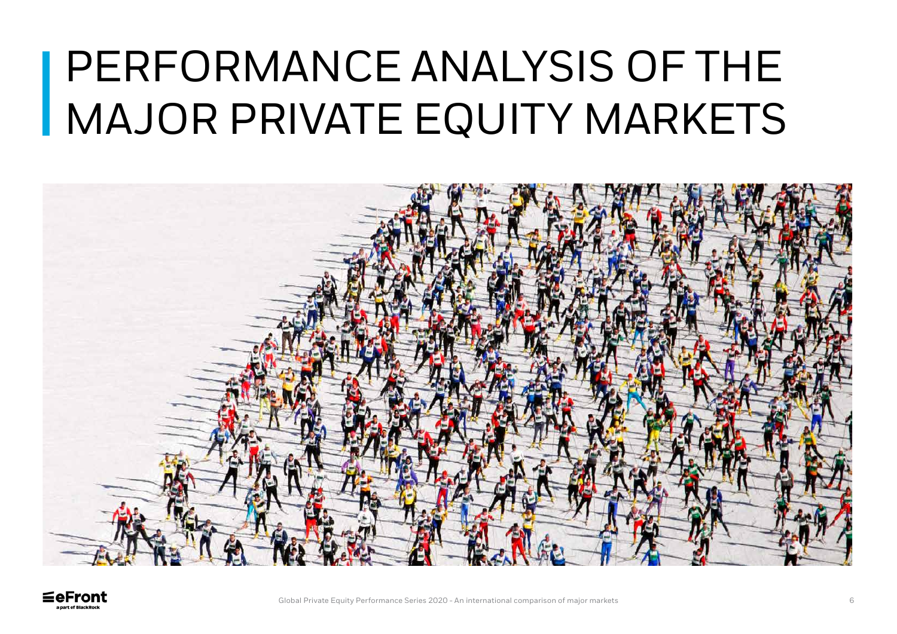# PERFORMANCE ANALYSIS OF THE MAJOR PRIVATE EQUITY MARKETS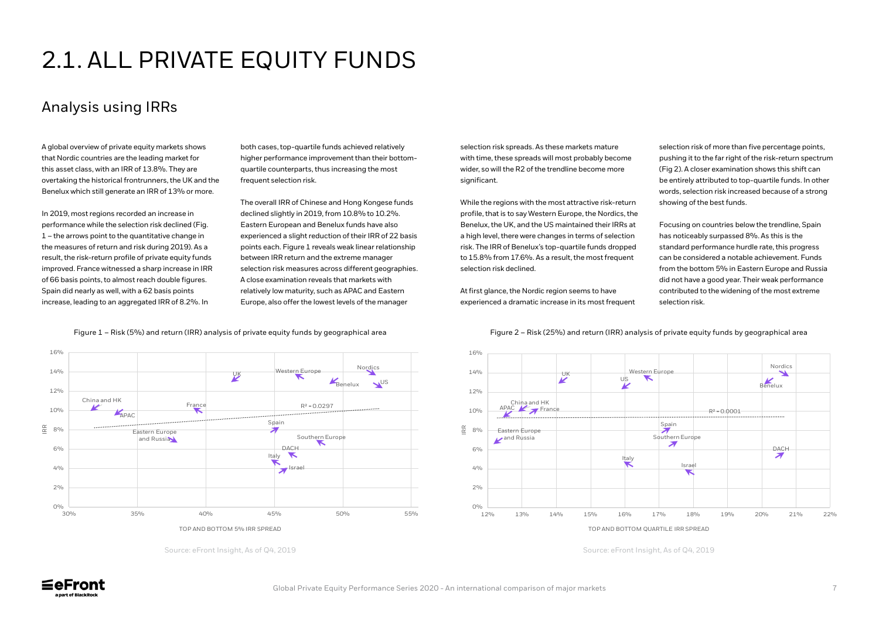# 2.1. ALL PRIVATE EQUITY FUNDS

## Analysis using IRRs

A global overview of private equity markets shows that Nordic countries are the leading market for this asset class, with an IRR of 13.8%. They are overtaking the historical frontrunners, the UK and the Benelux which still generate an IRR of 13% or more.

In 2019, most regions recorded an increase in performance while the selection risk declined (Fig. 1 – the arrows point to the quantitative change in the measures of return and risk during 2019). As a result, the risk-return profile of private equity funds improved. France witnessed a sharp increase in IRR of 66 basis points, to almost reach double figures. Spain did nearly as well, with a 62 basis points increase, leading to an aggregated IRR of 8.2%. In both cases, top-quartile funds achieved relatively higher performance improvement than their bottom-quartile counterparts, thus increasing the most frequent selection risk.

The overall IRR of Chinese and Hong Kongese funds declined slightly in 2019, from 10.8% to 10.2%. Eastern European and Benelux funds have also experienced a slight reduction of their IRR of 22 basis points each. Figure 1 reveals weak linear relationship between IRR return and the extreme manager selection risk measures across different geographies. A close examination reveals that markets with relatively low maturity, such as APAC and Eastern Europe, also offer the lowest levels of the manager selection risk spreads. As these markets mature with time, these spreads will most probably become wider, so will the R2 of the trendline become more significant.

While the regions with the most attractive risk-return profile, that is to say Western Europe, the Nordics, the Benelux, the UK, and the US maintained their IRRs at a high level, there were changes in terms of selection risk. The IRR of Benelux's top-quartile funds dropped to 15.8% from 17.6%. As a result, the most frequent selection risk declined.

At first glance, the Nordic region seems to have experienced a dramatic increase in its most frequent selection risk of more than five percentage points, pushing it to the far right of the risk-return spectrum (Fig 2). A closer examination shows this shift can be entirely attributed to top-quartile funds. In other words, selection risk increased because of a strong showing of the best funds.

Focusing on countries below the trendline, Spain has noticeably surpassed 8%. As this is the standard performance hurdle rate, this progress can be considered a notable achievement. Funds from the bottom 5% in Eastern Europe and Russia did not have a good year. Their weak performance contributed to the widening of the most extreme selection risk.

Figure 1 – Risk (5%) and return (IRR) analysis of private equity funds by geographical area

Source: eFront Insight, As of Q4, 2019

Figure 2 – Risk (25%) and return (IRR) analysis of private equity funds by geographical area

Source: eFront Insight, As of Q4, 2019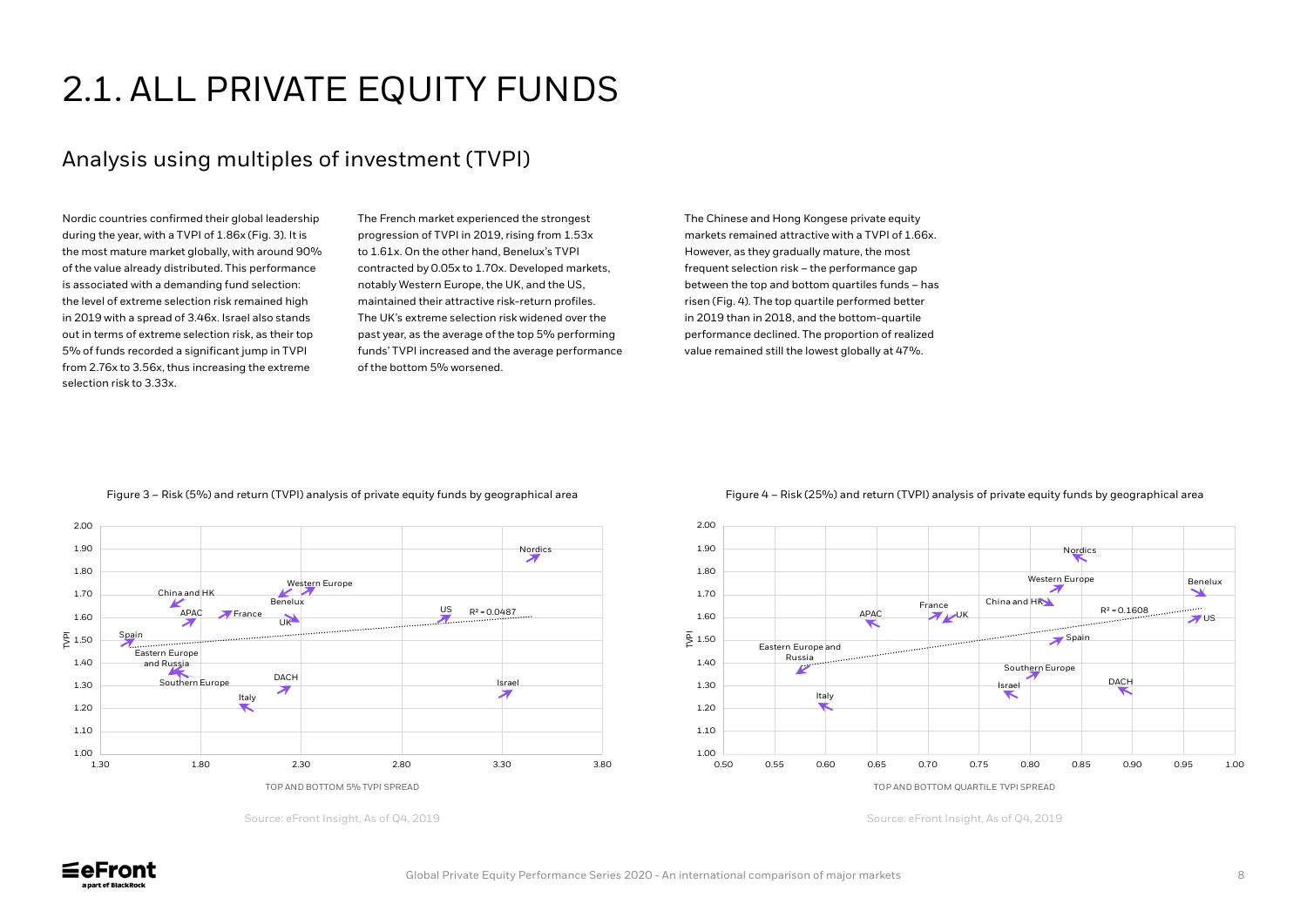# 2.1. ALL PRIVATE EQUITY FUNDS

## Analysis using multiples of investment (TVPI)

Nordic countries confirmed their global leadership during the year, with a TVPI of 1.86x (Fig. 3). It is the most mature market globally, with around 90% of the value already distributed. This performance is associated with a demanding fund selection: the level of extreme selection risk remained high in 2019 with a spread of 3.46x. Israel also stands out in terms of extreme selection risk, as their top 5% of funds recorded a significant jump in TVPI from 2.76x to 3.56x, thus increasing the extreme selection risk to 3.33x.

The French market experienced the strongest progression of TVPI in 2019, rising from 1.53x to 1.61x. On the other hand, Benelux's TVPI contracted by 0.05x to 1.70x. Developed markets, notably Western Europe, the UK, and the US, maintained their attractive risk-return profiles. The UK's extreme selection risk widened over the past year, as the average of the top 5% performing funds' TVPI increased and the average performance of the bottom 5% worsened.

The Chinese and Hong Kongese private equity markets remained attractive with a TVPI of 1.66x. However, as they gradually mature, the most frequent selection risk – the performance gap between the top and bottom quartiles funds – has risen (Fig. 4). The top quartile performed better in 2019 than in 2018, and the bottom-quartile performance declined. The proportion of realized value remained still the lowest globally at 47%.

Figure 3 – Risk (5%) and return (TVPI) analysis of private equity funds by geographical area

Source: eFront Insight, As of Q4, 2019

Figure 4 – Risk (25%) and return (TVPI) analysis of private equity funds by geographical area

Source: eFront Insight, As of Q4, 2019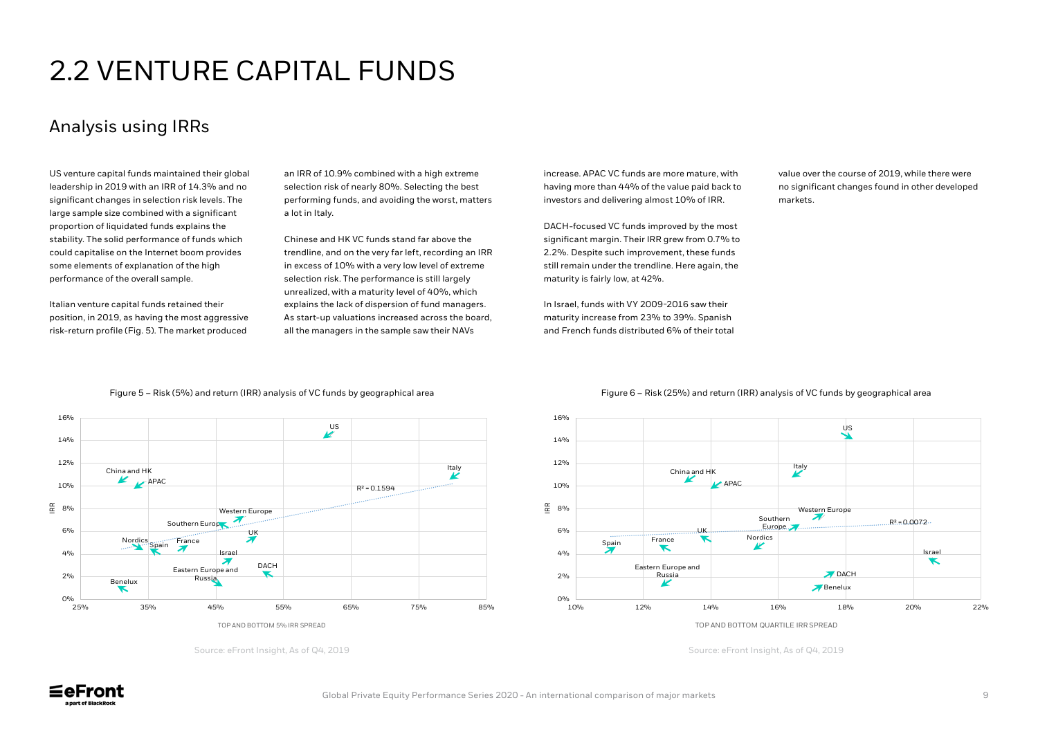# 2.2 VENTURE CAPITAL FUNDS

## Analysis using IRRs

US venture capital funds maintained their global leadership in 2019 with an IRR of 14.3% and no significant changes in selection risk levels. The large sample size combined with a significant proportion of liquidated funds explains the stability. The solid performance of funds which could capitalise on the Internet boom provides some elements of explanation of the high performance of the overall sample.

Italian venture capital funds retained their position, in 2019, as having the most aggressive risk-return profile (Fig. 5). The market produced an IRR of 10.9% combined with a high extreme selection risk of nearly 80%. Selecting the best performing funds, and avoiding the worst, matters a lot in Italy.

Chinese and HK VC funds stand far above the trendline, and on the very far left, recording an IRR in excess of 10% with a very low level of extreme selection risk. The performance is still largely unrealized, with a maturity level of 40%, which explains the lack of dispersion of fund managers. As start-up valuations increased across the board, all the managers in the sample saw their NAVs increase. APAC VC funds are more mature, with having more than 44% of the value paid back to investors and delivering almost 10% of IRR.

DACH-focused VC funds improved by the most significant margin. Their IRR grew from 0.7% to 2.2%. Despite such improvement, these funds still remain under the trendline. Here again, the maturity is fairly low, at 42%.

In Israel, funds with VY 2009-2016 saw their maturity increase from 23% to 39%. Spanish and French funds distributed 6% of their total value over the course of 2019, while there were no significant changes found in other developed markets.

Figure 5 – Risk (5%) and return (IRR) analysis of VC funds by geographical area

Source: eFront Insight, As of Q4, 2019

Figure 6 – Risk (25%) and return (IRR) analysis of VC funds by geographical area

Source: eFront Insight, As of Q4, 2019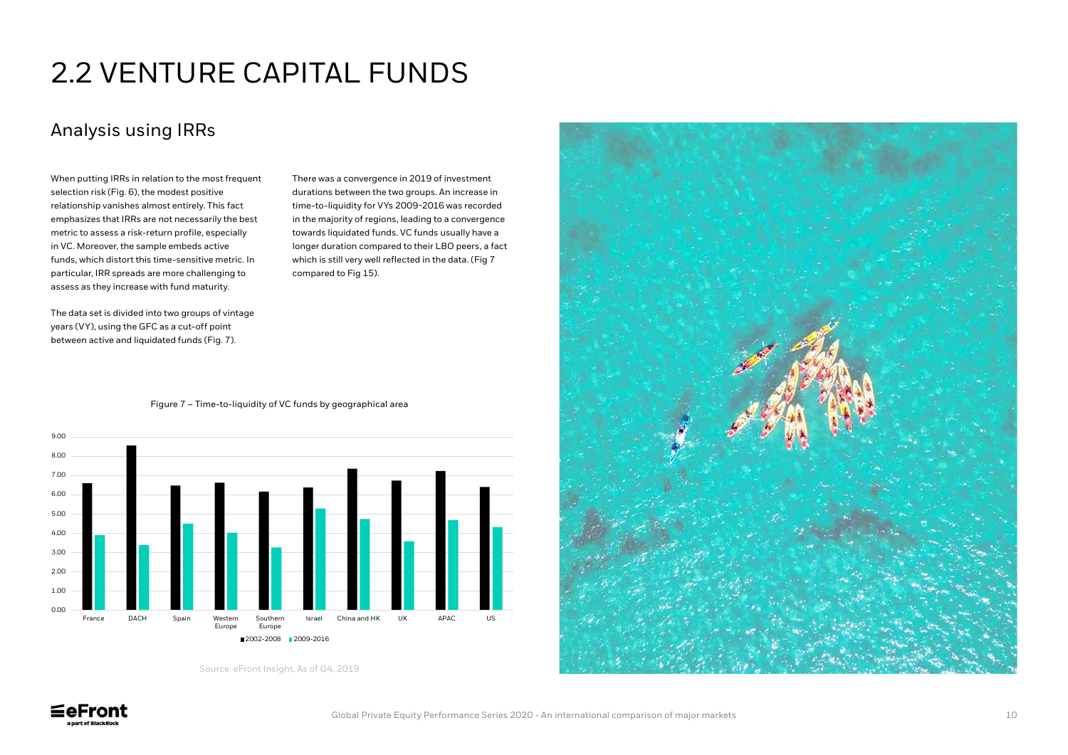# 2.2 VENTURE CAPITAL FUNDS

## Analysis using IRRs

When putting IRRs in relation to the most frequent selection risk (Fig. 6), the modest positive relationship vanishes almost entirely. This fact emphasizes that IRRs are not necessarily the best metric to assess a risk-return profile, especially in VC. Moreover, the sample embeds active funds, which distort this time-sensitive metric. In particular, IRR spreads are more challenging to assess as they increase with fund maturity.

The data set is divided into two groups of vintage years (VY), using the GFC as a cut-off point between active and liquidated funds (Fig. 7).

There was a convergence in 2019 of investment durations between the two groups. An increase in time-to-liquidity for VYs 2009-2016 was recorded in the majority of regions, leading to a convergence towards liquidated funds. VC funds usually have a longer duration compared to their LBO peers, a fact which is still very well reflected in the data. (Fig 7 compared to Fig 15).

Figure 7 – Time-to-liquidity of VC funds by geographical area

| Region | 2002-2008 | 2009-2016 |
|---|---|---|
| France | 6.60 | 3.90 |
| DACH | 8.55 | 3.38 |
| Spain | 6.48 | 4.50 |
| Western Europe | 6.62 | 4.03 |
| Southern Europe | 6.15 | 3.27 |
| Israel | 6.38 | 5.28 |
| China and HK | 7.35 | 4.73 |
| UK | 6.73 | 3.58 |
| APAC | 7.23 | 4.68 |
| US | 6.40 | 4.32 |

Source: eFront Insight, As of Q4, 2019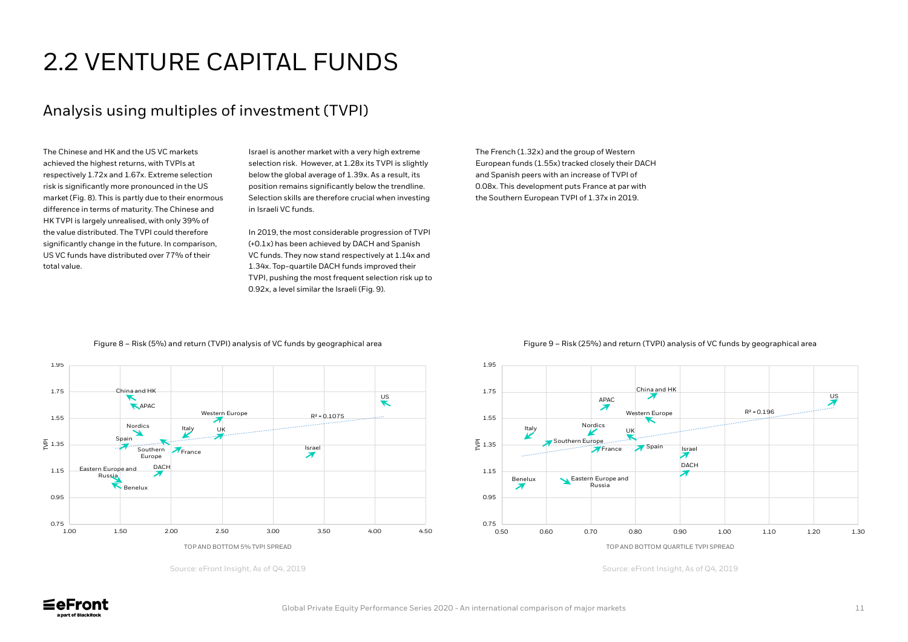# 2.2 VENTURE CAPITAL FUNDS

## Analysis using multiples of investment (TVPI)

The Chinese and HK and the US VC markets achieved the highest returns, with TVPIs at respectively 1.72x and 1.67x. Extreme selection risk is significantly more pronounced in the US market (Fig. 8). This is partly due to their enormous difference in terms of maturity. The Chinese and HK TVPI is largely unrealised, with only 39% of the value distributed. The TVPI could therefore significantly change in the future. In comparison, US VC funds have distributed over 77% of their total value.

Israel is another market with a very high extreme selection risk. However, at 1.28x its TVPI is slightly below the global average of 1.39x. As a result, its position remains significantly below the trendline. Selection skills are therefore crucial when investing in Israeli VC funds.

In 2019, the most considerable progression of TVPI (+0.1x) has been achieved by DACH and Spanish VC funds. They now stand respectively at 1.14x and 1.34x. Top-quartile DACH funds improved their TVPI, pushing the most frequent selection risk up to 0.92x, a level similar the Israeli (Fig. 9).

The French (1.32x) and the group of Western European funds (1.55x) tracked closely their DACH and Spanish peers with an increase of TVPI of 0.08x. This development puts France at par with the Southern European TVPI of 1.37x in 2019.

Figure 8 – Risk (5%) and return (TVPI) analysis of VC funds by geographical area

Source: eFront Insight, As of Q4, 2019

Figure 9 – Risk (25%) and return (TVPI) analysis of VC funds by geographical area

Source: eFront Insight, As of Q4, 2019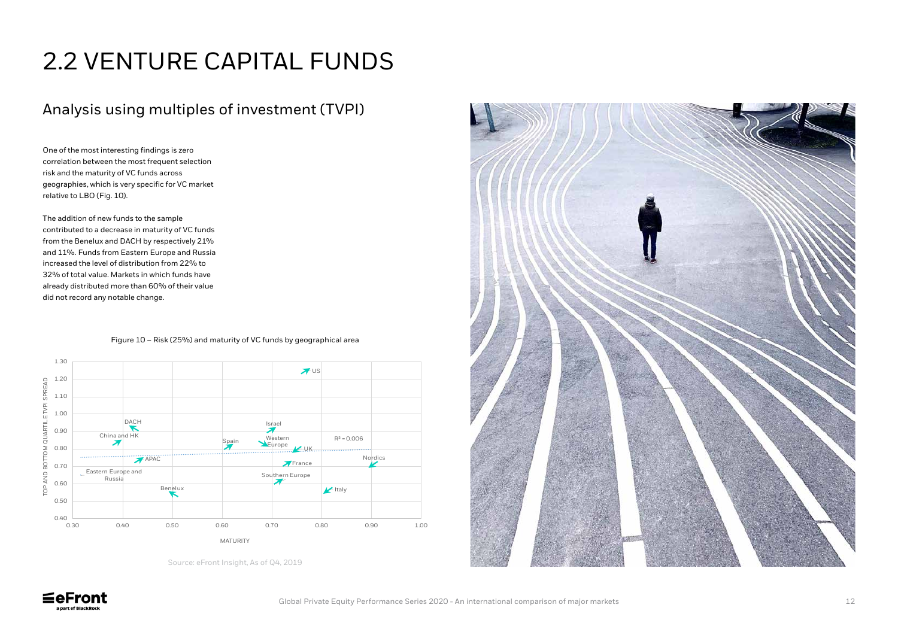# 2.2 VENTURE CAPITAL FUNDS

## Analysis using multiples of investment (TVPI)

One of the most interesting findings is zero correlation between the most frequent selection risk and the maturity of VC funds across geographies, which is very specific for VC market relative to LBO (Fig. 10).

The addition of new funds to the sample contributed to a decrease in maturity of VC funds from the Benelux and DACH by respectively 21% and 11%. Funds from Eastern Europe and Russia increased the level of distribution from 22% to 32% of total value. Markets in which funds have already distributed more than 60% of their value did not record any notable change.

Figure 10 – Risk (25%) and maturity of VC funds by geographical area

Source: eFront Insight, As of Q4, 2019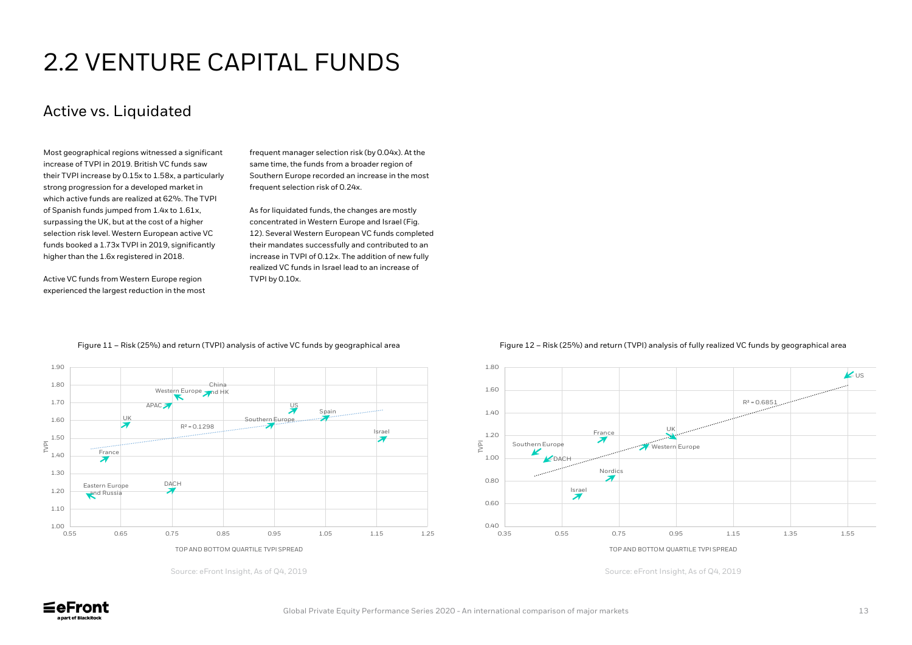# 2.2 VENTURE CAPITAL FUNDS

## Active vs. Liquidated

Most geographical regions witnessed a significant increase of TVPI in 2019. British VC funds saw their TVPI increase by 0.15x to 1.58x, a particularly strong progression for a developed market in which active funds are realized at 62%. The TVPI of Spanish funds jumped from 1.4x to 1.61x, surpassing the UK, but at the cost of a higher selection risk level. Western European active VC funds booked a 1.73x TVPI in 2019, significantly higher than the 1.6x registered in 2018.

Active VC funds from Western Europe region experienced the largest reduction in the most frequent manager selection risk (by 0.04x). At the same time, the funds from a broader region of Southern Europe recorded an increase in the most frequent selection risk of 0.24x.

As for liquidated funds, the changes are mostly concentrated in Western Europe and Israel (Fig. 12). Several Western European VC funds completed their mandates successfully and contributed to an increase in TVPI of 0.12x. The addition of new fully realized VC funds in Israel lead to an increase of TVPI by 0.10x.

Figure 11 – Risk (25%) and return (TVPI) analysis of active VC funds by geographical area

Source: eFront Insight, As of Q4, 2019

Figure 12 – Risk (25%) and return (TVPI) analysis of fully realized VC funds by geographical area

Source: eFront Insight, As of Q4, 2019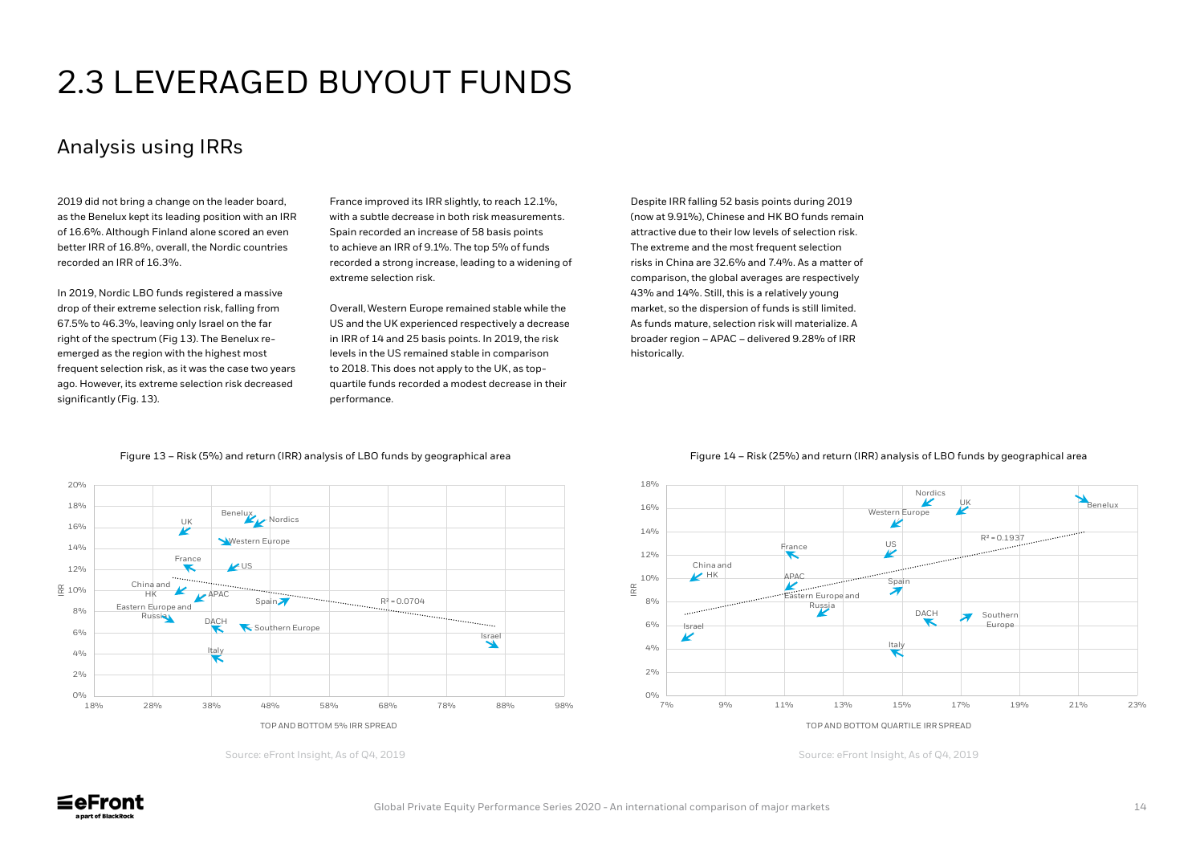# 2.3 LEVERAGED BUYOUT FUNDS

## Analysis using IRRs

2019 did not bring a change on the leader board, as the Benelux kept its leading position with an IRR of 16.6%. Although Finland alone scored an even better IRR of 16.8%, overall, the Nordic countries recorded an IRR of 16.3%.

In 2019, Nordic LBO funds registered a massive drop of their extreme selection risk, falling from 67.5% to 46.3%, leaving only Israel on the far right of the spectrum (Fig 13). The Benelux re-emerged as the region with the highest most frequent selection risk, as it was the case two years ago. However, its extreme selection risk decreased significantly (Fig. 13).

France improved its IRR slightly, to reach 12.1%, with a subtle decrease in both risk measurements. Spain recorded an increase of 58 basis points to achieve an IRR of 9.1%. The top 5% of funds recorded a strong increase, leading to a widening of extreme selection risk.

Overall, Western Europe remained stable while the US and the UK experienced respectively a decrease in IRR of 14 and 25 basis points. In 2019, the risk levels in the US remained stable in comparison to 2018. This does not apply to the UK, as top-quartile funds recorded a modest decrease in their performance.

Despite IRR falling 52 basis points during 2019 (now at 9.91%), Chinese and HK BO funds remain attractive due to their low levels of selection risk. The extreme and the most frequent selection risks in China are 32.6% and 7.4%. As a matter of comparison, the global averages are respectively 43% and 14%. Still, this is a relatively young market, so the dispersion of funds is still limited. As funds mature, selection risk will materialize. A broader region – APAC – delivered 9.28% of IRR historically.

Figure 13 – Risk (5%) and return (IRR) analysis of LBO funds by geographical area

Source: eFront Insight, As of Q4, 2019

Figure 14 – Risk (25%) and return (IRR) analysis of LBO funds by geographical area

Source: eFront Insight, As of Q4, 2019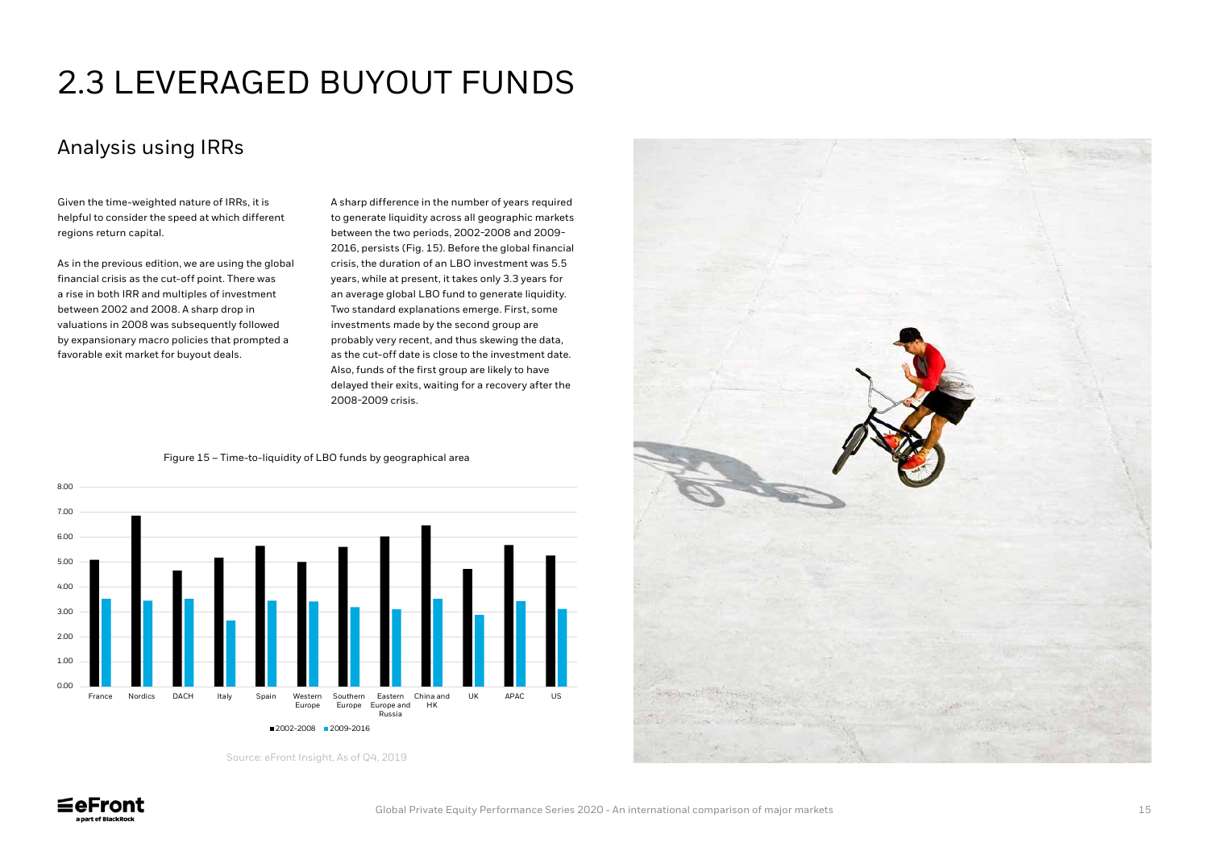# 2.3 LEVERAGED BUYOUT FUNDS

## Analysis using IRRs

Given the time-weighted nature of IRRs, it is helpful to consider the speed at which different regions return capital.

As in the previous edition, we are using the global financial crisis as the cut-off point. There was a rise in both IRR and multiples of investment between 2002 and 2008. A sharp drop in valuations in 2008 was subsequently followed by expansionary macro policies that prompted a favorable exit market for buyout deals.

A sharp difference in the number of years required to generate liquidity across all geographic markets between the two periods, 2002-2008 and 2009-2016, persists (Fig. 15). Before the global financial crisis, the duration of an LBO investment was 5.5 years, while at present, it takes only 3.3 years for an average global LBO fund to generate liquidity. Two standard explanations emerge. First, some investments made by the second group are probably very recent, and thus skewing the data, as the cut-off date is close to the investment date. Also, funds of the first group are likely to have delayed their exits, waiting for a recovery after the 2008-2009 crisis.

Figure 15 – Time-to-liquidity of LBO funds by geographical area

Source: eFront Insight, As of Q4, 2019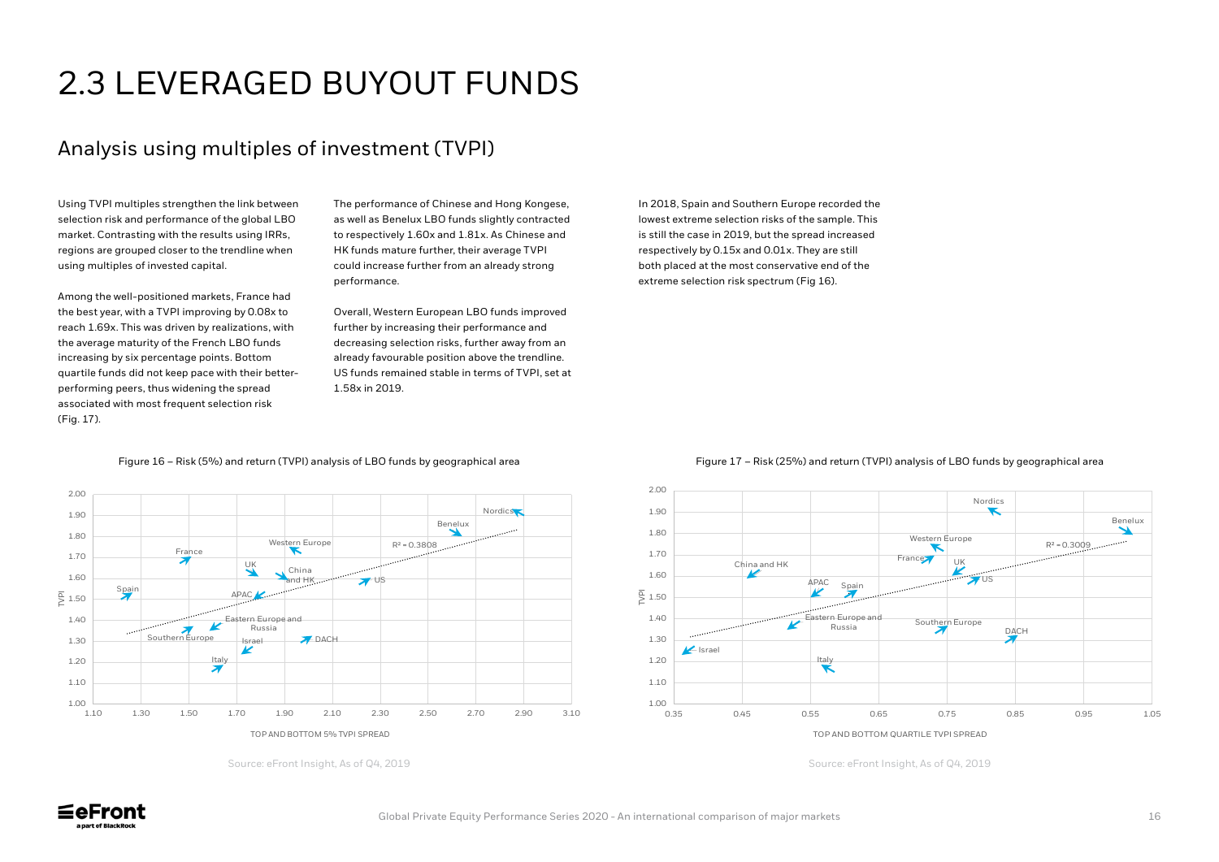# 2.3 LEVERAGED BUYOUT FUNDS

## Analysis using multiples of investment (TVPI)

Using TVPI multiples strengthen the link between selection risk and performance of the global LBO market. Contrasting with the results using IRRs, regions are grouped closer to the trendline when using multiples of invested capital.

Among the well-positioned markets, France had the best year, with a TVPI improving by 0.08x to reach 1.69x. This was driven by realizations, with the average maturity of the French LBO funds increasing by six percentage points. Bottom quartile funds did not keep pace with their better-performing peers, thus widening the spread associated with most frequent selection risk (Fig. 17).

The performance of Chinese and Hong Kongese, as well as Benelux LBO funds slightly contracted to respectively 1.60x and 1.81x. As Chinese and HK funds mature further, their average TVPI could increase further from an already strong performance.

Overall, Western European LBO funds improved further by increasing their performance and decreasing selection risks, further away from an already favourable position above the trendline. US funds remained stable in terms of TVPI, set at 1.58x in 2019.

In 2018, Spain and Southern Europe recorded the lowest extreme selection risks of the sample. This is still the case in 2019, but the spread increased respectively by 0.15x and 0.01x. They are still both placed at the most conservative end of the extreme selection risk spectrum (Fig 16).

Figure 16 – Risk (5%) and return (TVPI) analysis of LBO funds by geographical area

Source: eFront Insight, As of Q4, 2019

Figure 17 – Risk (25%) and return (TVPI) analysis of LBO funds by geographical area

Source: eFront Insight, As of Q4, 2019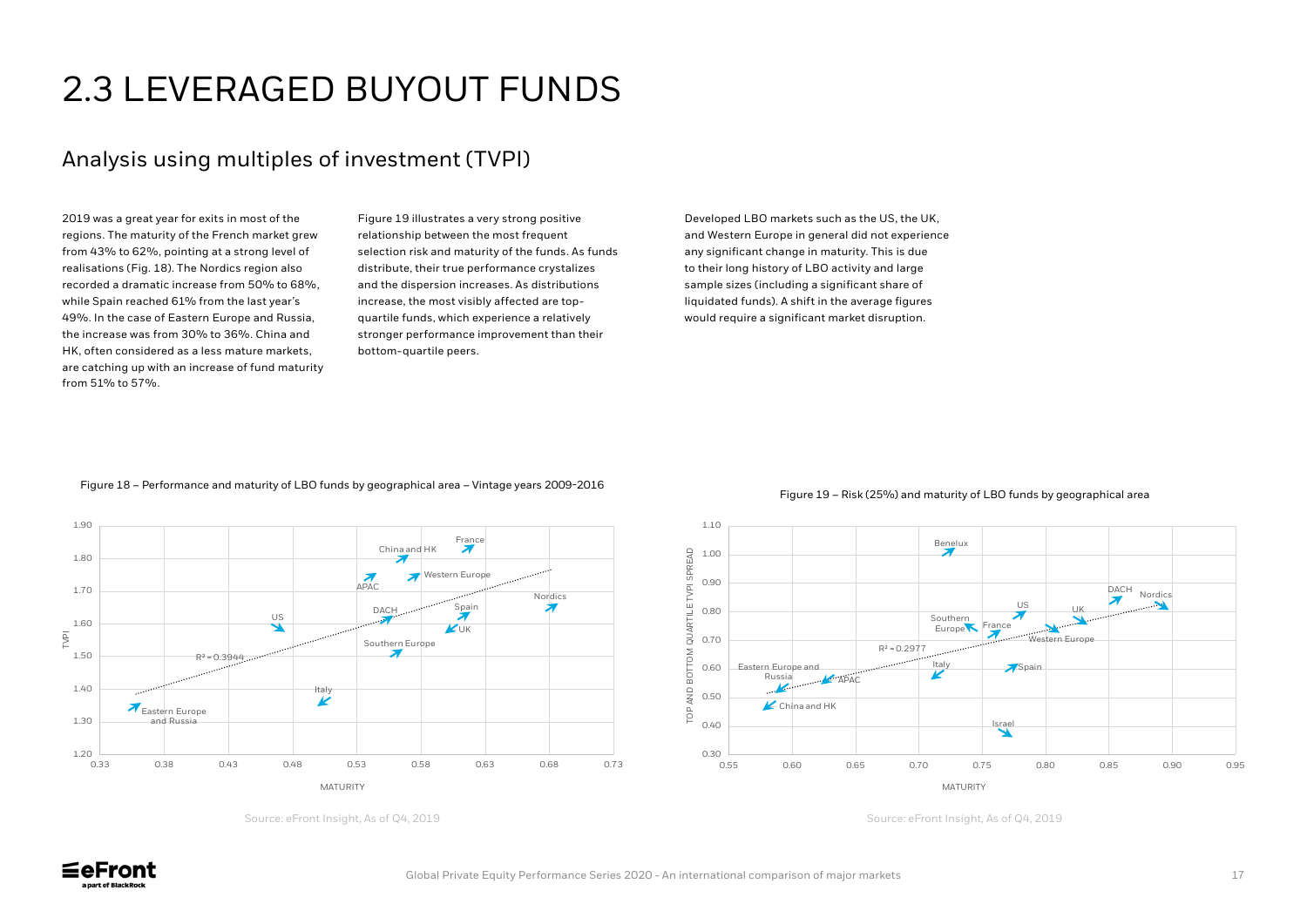# 2.3 LEVERAGED BUYOUT FUNDS

## Analysis using multiples of investment (TVPI)

2019 was a great year for exits in most of the regions. The maturity of the French market grew from 43% to 62%, pointing at a strong level of realisations (Fig. 18). The Nordics region also recorded a dramatic increase from 50% to 68%, while Spain reached 61% from the last year's 49%. In the case of Eastern Europe and Russia, the increase was from 30% to 36%. China and HK, often considered as a less mature markets, are catching up with an increase of fund maturity from 51% to 57%.

Figure 19 illustrates a very strong positive relationship between the most frequent selection risk and maturity of the funds. As funds distribute, their true performance crystalizes and the dispersion increases. As distributions increase, the most visibly affected are top-quartile funds, which experience a relatively stronger performance improvement than their bottom-quartile peers.

Developed LBO markets such as the US, the UK, and Western Europe in general did not experience any significant change in maturity. This is due to their long history of LBO activity and large sample sizes (including a significant share of liquidated funds). A shift in the average figures would require a significant market disruption.

Figure 18 – Performance and maturity of LBO funds by geographical area – Vintage years 2009-2016

Source: eFront Insight, As of Q4, 2019

Figure 19 – Risk (25%) and maturity of LBO funds by geographical area

Source: eFront Insight, As of Q4, 2019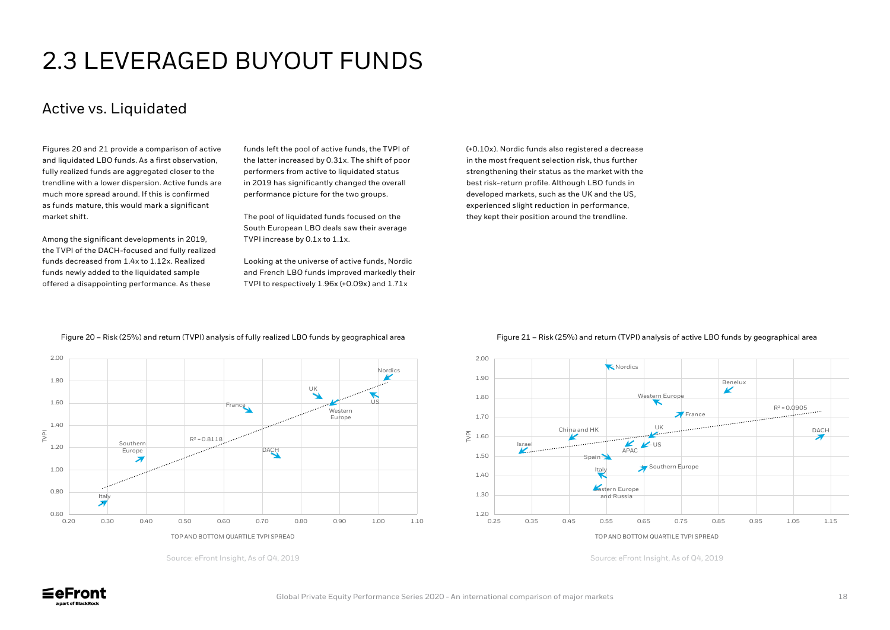# 2.3 LEVERAGED BUYOUT FUNDS

## Active vs. Liquidated

Figures 20 and 21 provide a comparison of active and liquidated LBO funds. As a first observation, fully realized funds are aggregated closer to the trendline with a lower dispersion. Active funds are much more spread around. If this is confirmed as funds mature, this would mark a significant market shift.

Among the significant developments in 2019, the TVPI of the DACH-focused and fully realized funds decreased from 1.4x to 1.12x. Realized funds newly added to the liquidated sample offered a disappointing performance. As these funds left the pool of active funds, the TVPI of the latter increased by 0.31x. The shift of poor performers from active to liquidated status in 2019 has significantly changed the overall performance picture for the two groups.

The pool of liquidated funds focused on the South European LBO deals saw their average TVPI increase by 0.1x to 1.1x.

Looking at the universe of active funds, Nordic and French LBO funds improved markedly their TVPI to respectively 1.96x (+0.09x) and 1.71x (+0.10x). Nordic funds also registered a decrease in the most frequent selection risk, thus further strengthening their status as the market with the best risk-return profile. Although LBO funds in developed markets, such as the UK and the US, experienced slight reduction in performance, they kept their position around the trendline.

Figure 20 – Risk (25%) and return (TVPI) analysis of fully realized LBO funds by geographical area

Source: eFront Insight, As of Q4, 2019

Figure 21 – Risk (25%) and return (TVPI) analysis of active LBO funds by geographical area

Source: eFront Insight, As of Q4, 2019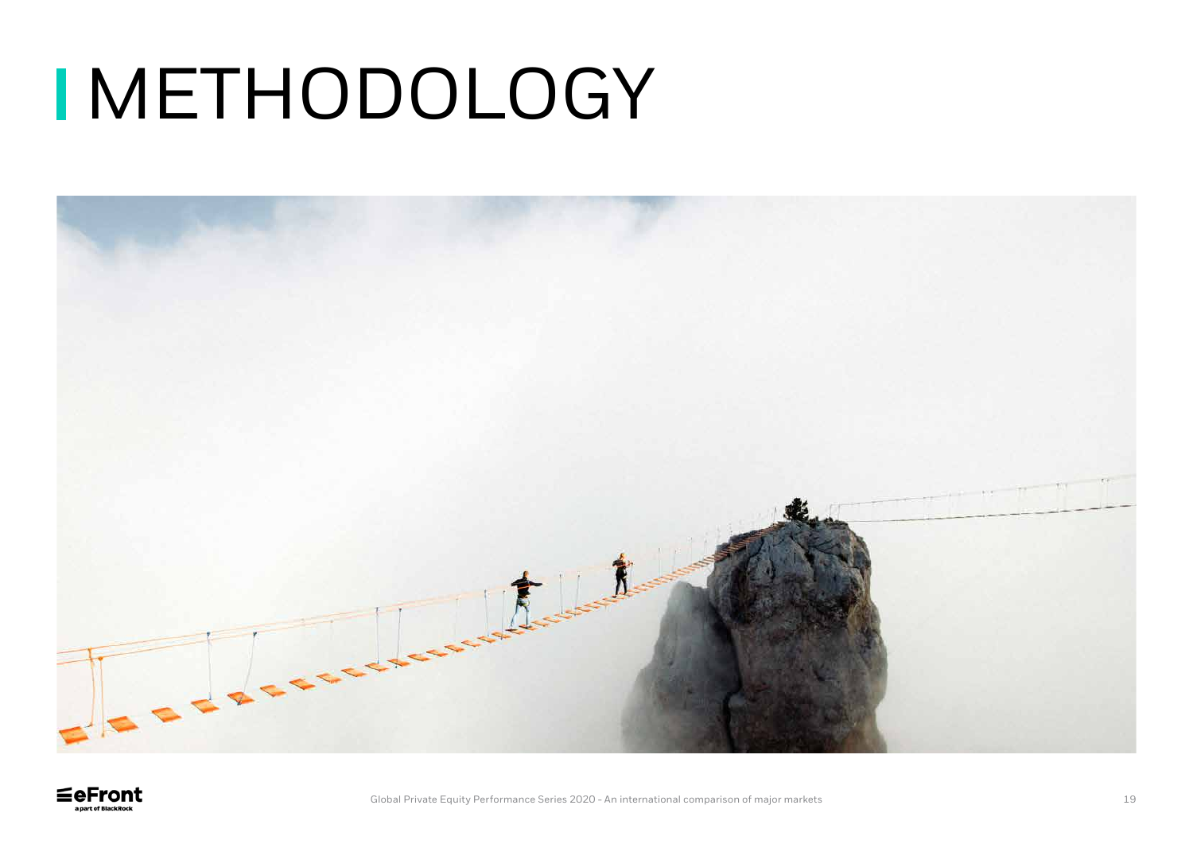# METHODOLOGY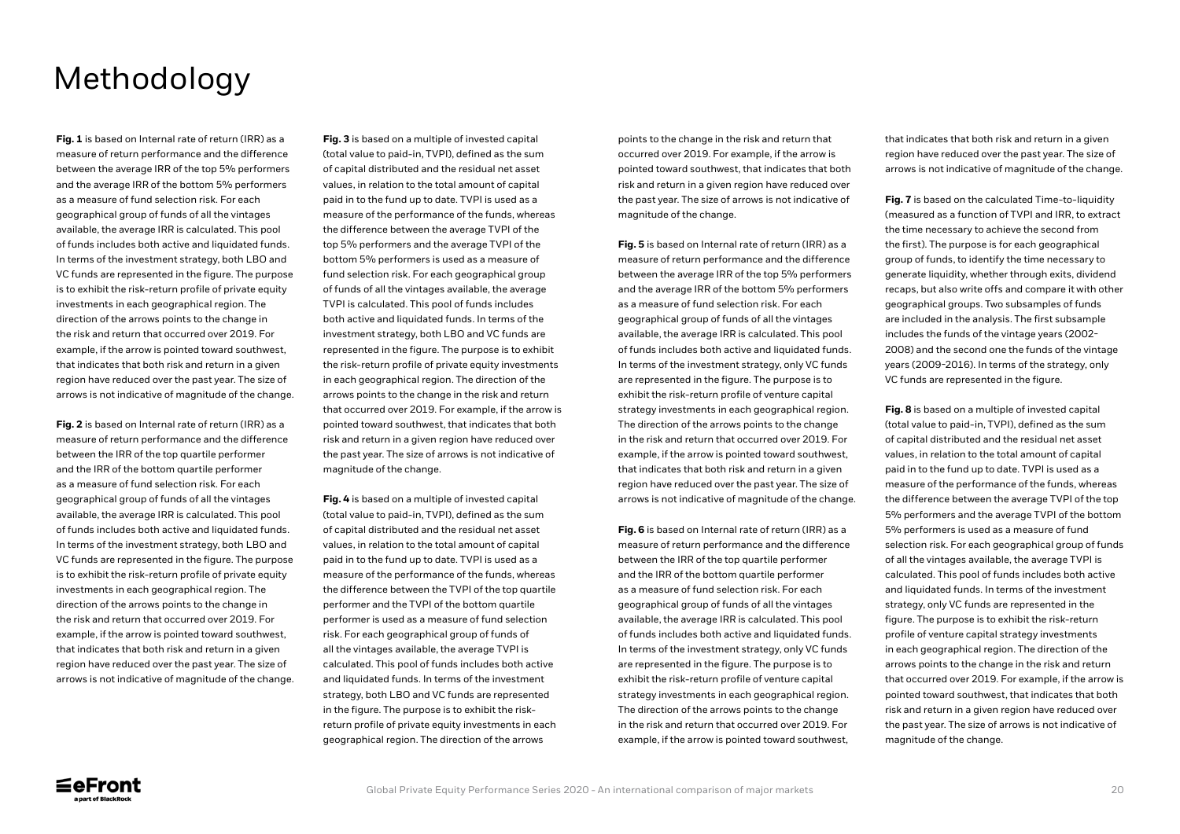# Methodology

**Fig. 1** is based on Internal rate of return (IRR) as a measure of return performance and the difference between the average IRR of the top 5% performers and the average IRR of the bottom 5% performers as a measure of fund selection risk. For each geographical group of funds of all the vintages available, the average IRR is calculated. This pool of funds includes both active and liquidated funds. In terms of the investment strategy, both LBO and VC funds are represented in the figure. The purpose is to exhibit the risk-return profile of private equity investments in each geographical region. The direction of the arrows points to the change in the risk and return that occurred over 2019. For example, if the arrow is pointed toward southwest, that indicates that both risk and return in a given region have reduced over the past year. The size of arrows is not indicative of magnitude of the change.

**Fig. 2** is based on Internal rate of return (IRR) as a measure of return performance and the difference between the IRR of the top quartile performer and the IRR of the bottom quartile performer as a measure of fund selection risk. For each geographical group of funds of all the vintages available, the average IRR is calculated. This pool of funds includes both active and liquidated funds. In terms of the investment strategy, both LBO and VC funds are represented in the figure. The purpose is to exhibit the risk-return profile of private equity investments in each geographical region. The direction of the arrows points to the change in the risk and return that occurred over 2019. For example, if the arrow is pointed toward southwest, that indicates that both risk and return in a given region have reduced over the past year. The size of arrows is not indicative of magnitude of the change.

**Fig. 3** is based on a multiple of invested capital (total value to paid-in, TVPI), defined as the sum of capital distributed and the residual net asset values, in relation to the total amount of capital paid in to the fund up to date. TVPI is used as a measure of the performance of the funds, whereas the difference between the average TVPI of the top 5% performers and the average TVPI of the bottom 5% performers is used as a measure of fund selection risk. For each geographical group of funds of all the vintages available, the average TVPI is calculated. This pool of funds includes both active and liquidated funds. In terms of the investment strategy, both LBO and VC funds are represented in the figure. The purpose is to exhibit the risk-return profile of private equity investments in each geographical region. The direction of the arrows points to the change in the risk and return that occurred over 2019. For example, if the arrow is pointed toward southwest, that indicates that both risk and return in a given region have reduced over the past year. The size of arrows is not indicative of magnitude of the change.

**Fig. 4** is based on a multiple of invested capital (total value to paid-in, TVPI), defined as the sum of capital distributed and the residual net asset values, in relation to the total amount of capital paid in to the fund up to date. TVPI is used as a measure of the performance of the funds, whereas the difference between the TVPI of the top quartile performer and the TVPI of the bottom quartile performer is used as a measure of fund selection risk. For each geographical group of funds of all the vintages available, the average TVPI is calculated. This pool of funds includes both active and liquidated funds. In terms of the investment strategy, both LBO and VC funds are represented in the figure. The purpose is to exhibit the risk-return profile of private equity investments in each geographical region. The direction of the arrows points to the change in the risk and return that occurred over 2019. For example, if the arrow is pointed toward southwest, that indicates that both risk and return in a given region have reduced over the past year. The size of arrows is not indicative of magnitude of the change.

**Fig. 5** is based on Internal rate of return (IRR) as a measure of return performance and the difference between the average IRR of the top 5% performers and the average IRR of the bottom 5% performers as a measure of fund selection risk. For each geographical group of funds of all the vintages available, the average IRR is calculated. This pool of funds includes both active and liquidated funds. In terms of the investment strategy, only VC funds are represented in the figure. The purpose is to exhibit the risk-return profile of venture capital strategy investments in each geographical region. The direction of the arrows points to the change in the risk and return that occurred over 2019. For example, if the arrow is pointed toward southwest, that indicates that both risk and return in a given region have reduced over the past year. The size of arrows is not indicative of magnitude of the change.

**Fig. 6** is based on Internal rate of return (IRR) as a measure of return performance and the difference between the IRR of the top quartile performer and the IRR of the bottom quartile performer as a measure of fund selection risk. For each geographical group of funds of all the vintages available, the average IRR is calculated. This pool of funds includes both active and liquidated funds. In terms of the investment strategy, only VC funds are represented in the figure. The purpose is to exhibit the risk-return profile of venture capital strategy investments in each geographical region. The direction of the arrows points to the change in the risk and return that occurred over 2019. For example, if the arrow is pointed toward southwest, that indicates that both risk and return in a given region have reduced over the past year. The size of arrows is not indicative of magnitude of the change.

**Fig. 7** is based on the calculated Time-to-liquidity (measured as a function of TVPI and IRR, to extract the time necessary to achieve the second from the first). The purpose is for each geographical group of funds, to identify the time necessary to generate liquidity, whether through exits, dividend recaps, but also write offs and compare it with other geographical groups. Two subsamples of funds are included in the analysis. The first subsample includes the funds of the vintage years (2002-2008) and the second one the funds of the vintage years (2009-2016). In terms of the strategy, only VC funds are represented in the figure.

**Fig. 8** is based on a multiple of invested capital (total value to paid-in, TVPI), defined as the sum of capital distributed and the residual net asset values, in relation to the total amount of capital paid in to the fund up to date. TVPI is used as a measure of the performance of the funds, whereas the difference between the average TVPI of the top 5% performers and the average TVPI of the bottom 5% performers is used as a measure of fund selection risk. For each geographical group of funds of all the vintages available, the average TVPI is calculated. This pool of funds includes both active and liquidated funds. In terms of the investment strategy, only VC funds are represented in the figure. The purpose is to exhibit the risk-return profile of venture capital strategy investments in each geographical region. The direction of the arrows points to the change in the risk and return that occurred over 2019. For example, if the arrow is pointed toward southwest, that indicates that both risk and return in a given region have reduced over the past year. The size of arrows is not indicative of magnitude of the change.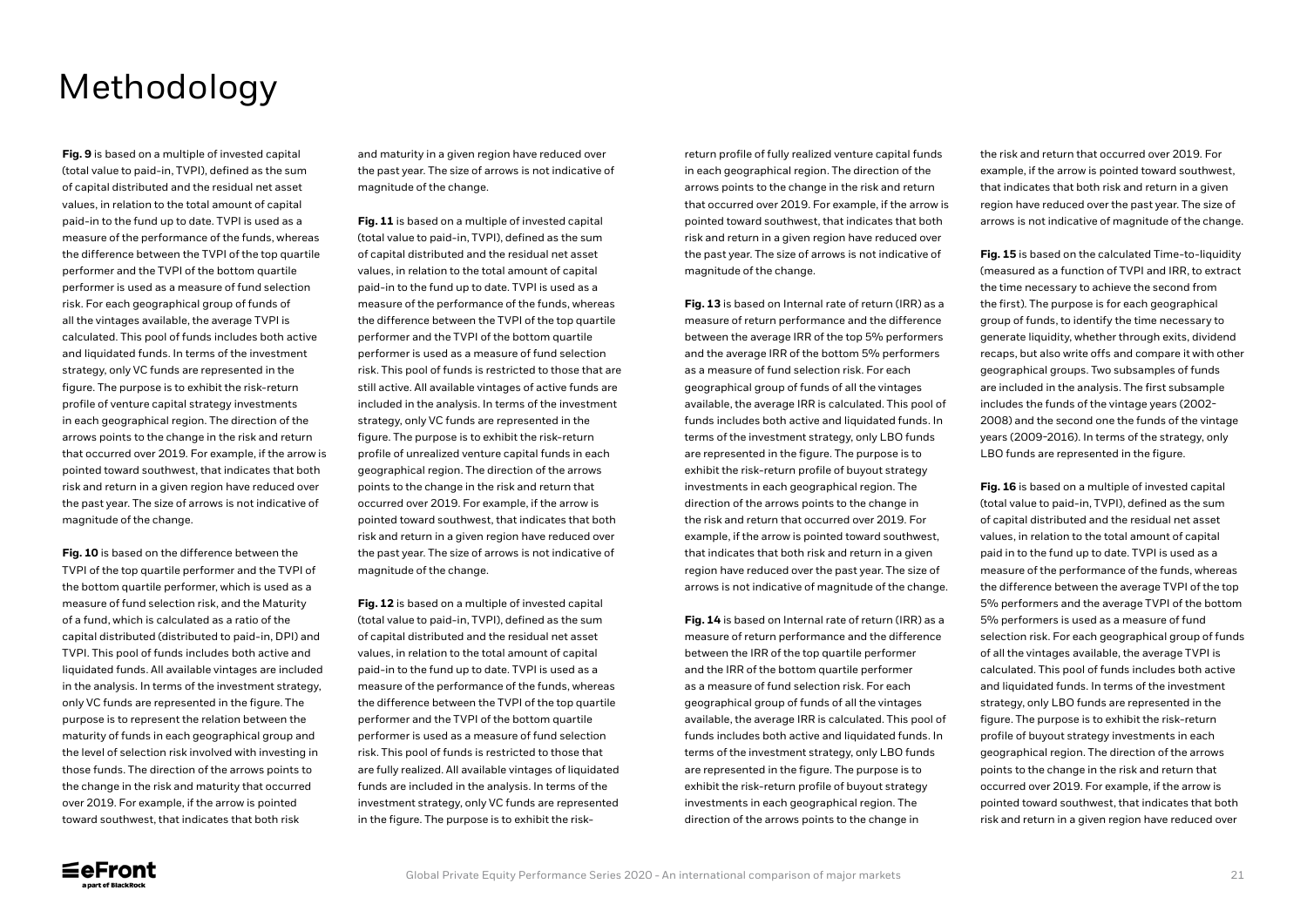# Methodology

**Fig. 9** is based on a multiple of invested capital (total value to paid-in, TVPI), defined as the sum of capital distributed and the residual net asset values, in relation to the total amount of capital paid-in to the fund up to date. TVPI is used as a measure of the performance of the funds, whereas the difference between the TVPI of the top quartile performer and the TVPI of the bottom quartile performer is used as a measure of fund selection risk. For each geographical group of funds of all the vintages available, the average TVPI is calculated. This pool of funds includes both active and liquidated funds. In terms of the investment strategy, only VC funds are represented in the figure. The purpose is to exhibit the risk-return profile of venture capital strategy investments in each geographical region. The direction of the arrows points to the change in the risk and return that occurred over 2019. For example, if the arrow is pointed toward southwest, that indicates that both risk and return in a given region have reduced over the past year. The size of arrows is not indicative of magnitude of the change.

**Fig. 10** is based on the difference between the TVPI of the top quartile performer and the TVPI of the bottom quartile performer, which is used as a measure of fund selection risk, and the Maturity of a fund, which is calculated as a ratio of the capital distributed (distributed to paid-in, DPI) and TVPI. This pool of funds includes both active and liquidated funds. All available vintages are included in the analysis. In terms of the investment strategy, only VC funds are represented in the figure. The purpose is to represent the relation between the maturity of funds in each geographical group and the level of selection risk involved with investing in those funds. The direction of the arrows points to the change in the risk and maturity that occurred over 2019. For example, if the arrow is pointed toward southwest, that indicates that both risk and maturity in a given region have reduced over the past year. The size of arrows is not indicative of magnitude of the change.

**Fig. 11** is based on a multiple of invested capital (total value to paid-in, TVPI), defined as the sum of capital distributed and the residual net asset values, in relation to the total amount of capital paid-in to the fund up to date. TVPI is used as a measure of the performance of the funds, whereas the difference between the TVPI of the top quartile performer and the TVPI of the bottom quartile performer is used as a measure of fund selection risk. This pool of funds is restricted to those that are still active. All available vintages of active funds are included in the analysis. In terms of the investment strategy, only VC funds are represented in the figure. The purpose is to exhibit the risk-return profile of unrealized venture capital funds in each geographical region. The direction of the arrows points to the change in the risk and return that occurred over 2019. For example, if the arrow is pointed toward southwest, that indicates that both risk and return in a given region have reduced over the past year. The size of arrows is not indicative of magnitude of the change.

**Fig. 12** is based on a multiple of invested capital (total value to paid-in, TVPI), defined as the sum of capital distributed and the residual net asset values, in relation to the total amount of capital paid-in to the fund up to date. TVPI is used as a measure of the performance of the funds, whereas the difference between the TVPI of the top quartile performer and the TVPI of the bottom quartile performer is used as a measure of fund selection risk. This pool of funds is restricted to those that are fully realized. All available vintages of liquidated funds are included in the analysis. In terms of the investment strategy, only VC funds are represented in the figure. The purpose is to exhibit the risk-return profile of fully realized venture capital funds in each geographical region. The direction of the arrows points to the change in the risk and return that occurred over 2019. For example, if the arrow is pointed toward southwest, that indicates that both risk and return in a given region have reduced over the past year. The size of arrows is not indicative of magnitude of the change.

**Fig. 13** is based on Internal rate of return (IRR) as a measure of return performance and the difference between the average IRR of the top 5% performers and the average IRR of the bottom 5% performers as a measure of fund selection risk. For each geographical group of funds of all the vintages available, the average IRR is calculated. This pool of funds includes both active and liquidated funds. In terms of the investment strategy, only LBO funds are represented in the figure. The purpose is to exhibit the risk-return profile of buyout strategy investments in each geographical region. The direction of the arrows points to the change in the risk and return that occurred over 2019. For example, if the arrow is pointed toward southwest, that indicates that both risk and return in a given region have reduced over the past year. The size of arrows is not indicative of magnitude of the change.

**Fig. 14** is based on Internal rate of return (IRR) as a measure of return performance and the difference between the IRR of the top quartile performer and the IRR of the bottom quartile performer as a measure of fund selection risk. For each geographical group of funds of all the vintages available, the average IRR is calculated. This pool of funds includes both active and liquidated funds. In terms of the investment strategy, only LBO funds are represented in the figure. The purpose is to exhibit the risk-return profile of buyout strategy investments in each geographical region. The direction of the arrows points to the change in the risk and return that occurred over 2019. For example, if the arrow is pointed toward southwest, that indicates that both risk and return in a given region have reduced over the past year. The size of arrows is not indicative of magnitude of the change.

**Fig. 15** is based on the calculated Time-to-liquidity (measured as a function of TVPI and IRR, to extract the time necessary to achieve the second from the first). The purpose is for each geographical group of funds, to identify the time necessary to generate liquidity, whether through exits, dividend recaps, but also write offs and compare it with other geographical groups. Two subsamples of funds are included in the analysis. The first subsample includes the funds of the vintage years (2002-2008) and the second one the funds of the vintage years (2009-2016). In terms of the strategy, only LBO funds are represented in the figure.

**Fig. 16** is based on a multiple of invested capital (total value to paid-in, TVPI), defined as the sum of capital distributed and the residual net asset values, in relation to the total amount of capital paid in to the fund up to date. TVPI is used as a measure of the performance of the funds, whereas the difference between the average TVPI of the top 5% performers and the average TVPI of the bottom 5% performers is used as a measure of fund selection risk. For each geographical group of funds of all the vintages available, the average TVPI is calculated. This pool of funds includes both active and liquidated funds. In terms of the investment strategy, only LBO funds are represented in the figure. The purpose is to exhibit the risk-return profile of buyout strategy investments in each geographical region. The direction of the arrows points to the change in the risk and return that occurred over 2019. For example, if the arrow is pointed toward southwest, that indicates that both risk and return in a given region have reduced over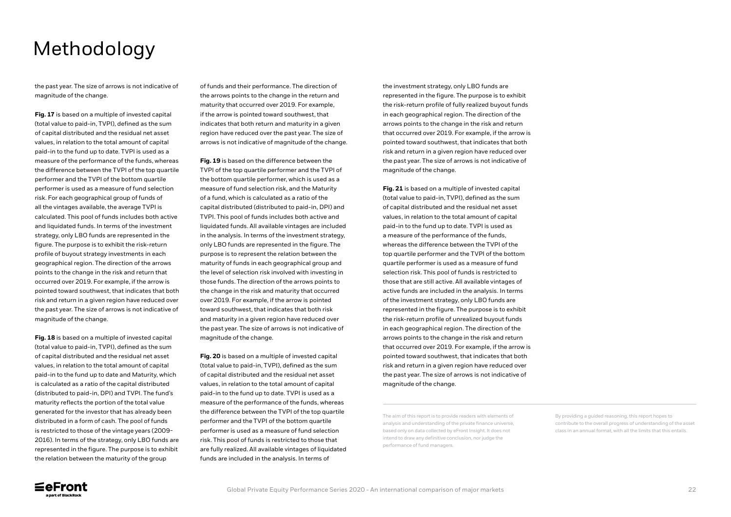# Methodology

the past year. The size of arrows is not indicative of magnitude of the change.

**Fig. 17** is based on a multiple of invested capital (total value to paid-in, TVPI), defined as the sum of capital distributed and the residual net asset values, in relation to the total amount of capital paid-in to the fund up to date. TVPI is used as a measure of the performance of the funds, whereas the difference between the TVPI of the top quartile performer and the TVPI of the bottom quartile performer is used as a measure of fund selection risk. For each geographical group of funds of all the vintages available, the average TVPI is calculated. This pool of funds includes both active and liquidated funds. In terms of the investment strategy, only LBO funds are represented in the figure. The purpose is to exhibit the risk-return profile of buyout strategy investments in each geographical region. The direction of the arrows points to the change in the risk and return that occurred over 2019. For example, if the arrow is pointed toward southwest, that indicates that both risk and return in a given region have reduced over the past year. The size of arrows is not indicative of magnitude of the change.

**Fig. 18** is based on a multiple of invested capital (total value to paid-in, TVPI), defined as the sum of capital distributed and the residual net asset values, in relation to the total amount of capital paid-in to the fund up to date and Maturity, which is calculated as a ratio of the capital distributed (distributed to paid-in, DPI) and TVPI. The fund's maturity reflects the portion of the total value generated for the investor that has already been distributed in a form of cash. The pool of funds is restricted to those of the vintage years (2009-2016). In terms of the strategy, only LBO funds are represented in the figure. The purpose is to exhibit the relation between the maturity of the group of funds and their performance. The direction of the arrows points to the change in the return and maturity that occurred over 2019. For example, if the arrow is pointed toward southwest, that indicates that both return and maturity in a given region have reduced over the past year. The size of arrows is not indicative of magnitude of the change.

**Fig. 19** is based on the difference between the TVPI of the top quartile performer and the TVPI of the bottom quartile performer, which is used as a measure of fund selection risk, and the Maturity of a fund, which is calculated as a ratio of the capital distributed (distributed to paid-in, DPI) and TVPI. This pool of funds includes both active and liquidated funds. All available vintages are included in the analysis. In terms of the investment strategy, only LBO funds are represented in the figure. The purpose is to represent the relation between the maturity of funds in each geographical group and the level of selection risk involved with investing in those funds. The direction of the arrows points to the change in the risk and maturity that occurred over 2019. For example, if the arrow is pointed toward southwest, that indicates that both risk and maturity in a given region have reduced over the past year. The size of arrows is not indicative of magnitude of the change.

**Fig. 20** is based on a multiple of invested capital (total value to paid-in, TVPI), defined as the sum of capital distributed and the residual net asset values, in relation to the total amount of capital paid-in to the fund up to date. TVPI is used as a measure of the performance of the funds, whereas the difference between the TVPI of the top quartile performer and the TVPI of the bottom quartile performer is used as a measure of fund selection risk. This pool of funds is restricted to those that are fully realized. All available vintages of liquidated funds are included in the analysis. In terms of the investment strategy, only LBO funds are represented in the figure. The purpose is to exhibit the risk-return profile of fully realized buyout funds in each geographical region. The direction of the arrows points to the change in the risk and return that occurred over 2019. For example, if the arrow is pointed toward southwest, that indicates that both risk and return in a given region have reduced over the past year. The size of arrows is not indicative of magnitude of the change.

**Fig. 21** is based on a multiple of invested capital (total value to paid-in, TVPI), defined as the sum of capital distributed and the residual net asset values, in relation to the total amount of capital paid-in to the fund up to date. TVPI is used as a measure of the performance of the funds, whereas the difference between the TVPI of the top quartile performer and the TVPI of the bottom quartile performer is used as a measure of fund selection risk. This pool of funds is restricted to those that are still active. All available vintages of active funds are included in the analysis. In terms of the investment strategy, only LBO funds are represented in the figure. The purpose is to exhibit the risk-return profile of unrealized buyout funds in each geographical region. The direction of the arrows points to the change in the risk and return that occurred over 2019. For example, if the arrow is pointed toward southwest, that indicates that both risk and return in a given region have reduced over the past year. The size of arrows is not indicative of magnitude of the change.

---

The aim of this report is to provide readers with elements of analysis and understanding of the private finance universe, based only on data collected by eFront Insight. It does not intend to draw any definitive conclusion, nor judge the performance of fund managers.

By providing a guided reasoning, this report hopes to contribute to the overall progress of understanding of the asset class in an annual format, with all the limits that this entails.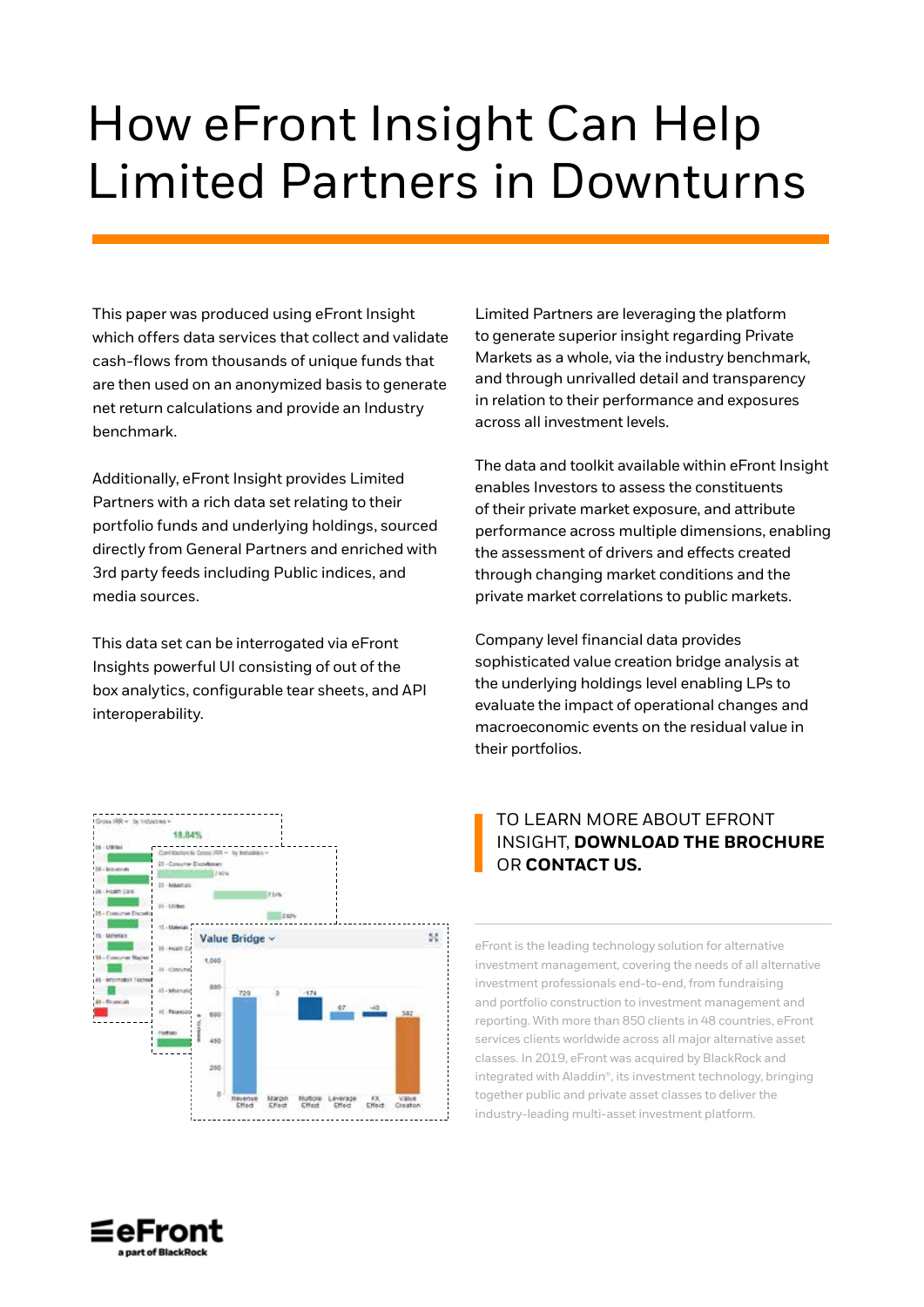# How eFront Insight Can Help Limited Partners in Downturns

This paper was produced using eFront Insight which offers data services that collect and validate cash-flows from thousands of unique funds that are then used on an anonymized basis to generate net return calculations and provide an Industry benchmark.

Additionally, eFront Insight provides Limited Partners with a rich data set relating to their portfolio funds and underlying holdings, sourced directly from General Partners and enriched with 3rd party feeds including Public indices, and media sources.

This data set can be interrogated via eFront Insights powerful UI consisting of out of the box analytics, configurable tear sheets, and API interoperability.

Limited Partners are leveraging the platform to generate superior insight regarding Private Markets as a whole, via the industry benchmark, and through unrivalled detail and transparency in relation to their performance and exposures across all investment levels.

The data and toolkit available within eFront Insight enables Investors to assess the constituents of their private market exposure, and attribute performance across multiple dimensions, enabling the assessment of drivers and effects created through changing market conditions and the private market correlations to public markets.

Company level financial data provides sophisticated value creation bridge analysis at the underlying holdings level enabling LPs to evaluate the impact of operational changes and macroeconomic events on the residual value in their portfolios.

Value Bridge

Revenue Effect
Margin Effect
Multiple Effect
Leverage Effect
FX Effect
Value Creation

TO LEARN MORE ABOUT EFRONT INSIGHT, **DOWNLOAD THE BROCHURE** OR **CONTACT US.**

eFront is the leading technology solution for alternative investment management, covering the needs of all alternative investment professionals end-to-end, from fundraising and portfolio construction to investment management and reporting. With more than 850 clients in 48 countries, eFront services clients worldwide across all major alternative asset classes. In 2019, eFront was acquired by BlackRock and integrated with Aladdin®, its investment technology, bringing together public and private asset classes to deliver the industry-leading multi-asset investment platform.

eFront
a part of BlackRock